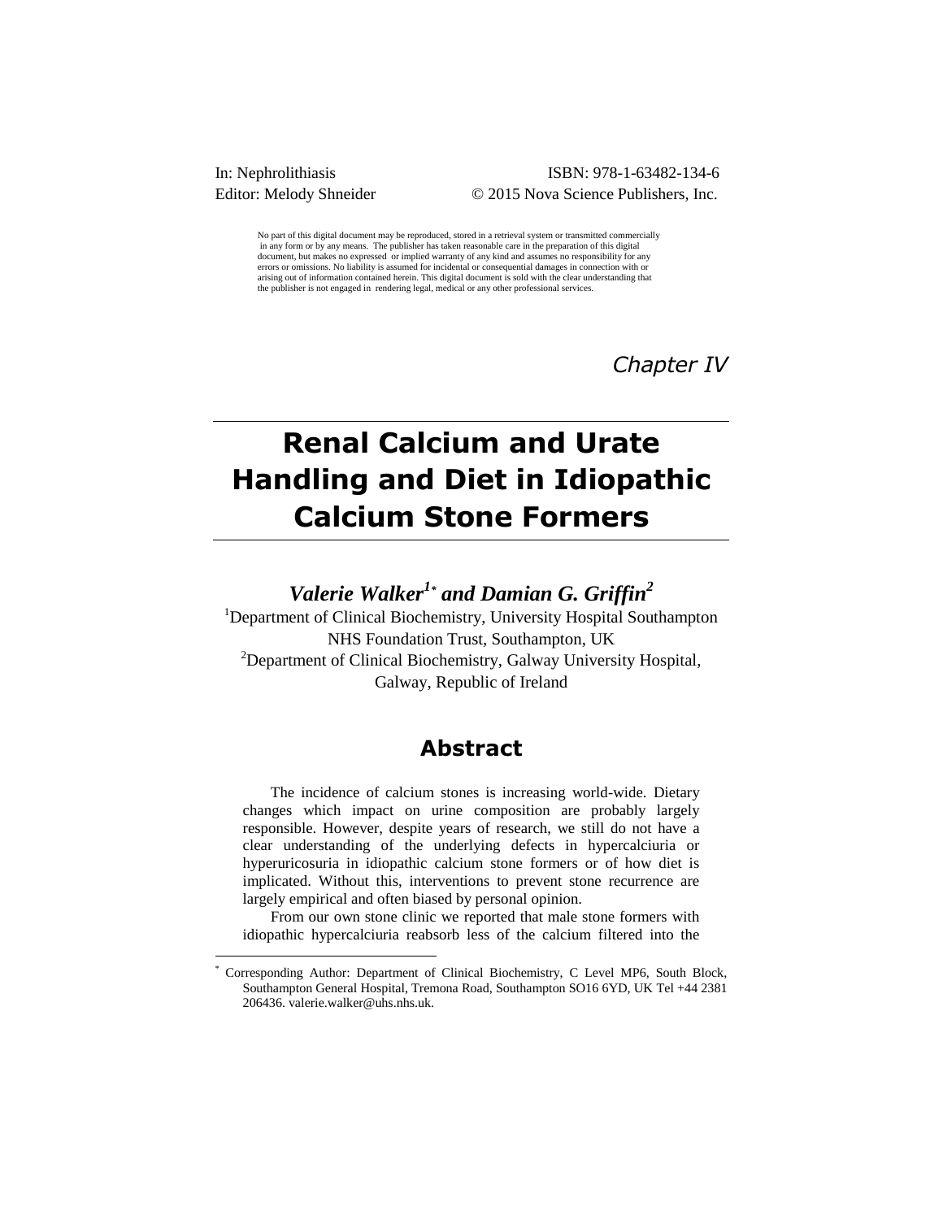In: Nephrolithiasis ISBN: 978-1-63482-134-6
Editor: Melody Shneider © 2015 Nova Science Publishers, Inc.

No part of this digital document may be reproduced, stored in a retrieval system or transmitted commercially in any form or by any means. The publisher has taken reasonable care in the preparation of this digital document, but makes no expressed or implied warranty of any kind and assumes no responsibility for any errors or omissions. No liability is assumed for incidental or consequential damages in connection with or arising out of information contained herein. This digital document is sold with the clear understanding that the publisher is not engaged in rendering legal, medical or any other professional services.

*Chapter IV*

# Renal Calcium and Urate Handling and Diet in Idiopathic Calcium Stone Formers

***Valerie Walker[1*] and Damian G. Griffin[2]***

[1]Department of Clinical Biochemistry, University Hospital Southampton NHS Foundation Trust, Southampton, UK
[2]Department of Clinical Biochemistry, Galway University Hospital, Galway, Republic of Ireland

## Abstract

The incidence of calcium stones is increasing world-wide. Dietary changes which impact on urine composition are probably largely responsible. However, despite years of research, we still do not have a clear understanding of the underlying defects in hypercalciuria or hyperuricosuria in idiopathic calcium stone formers or of how diet is implicated. Without this, interventions to prevent stone recurrence are largely empirical and often biased by personal opinion.

From our own stone clinic we reported that male stone formers with idiopathic hypercalciuria reabsorb less of the calcium filtered into the

---

[*] Corresponding Author: Department of Clinical Biochemistry, C Level MP6, South Block, Southampton General Hospital, Tremona Road, Southampton SO16 6YD, UK Tel +44 2381 206436. valerie.walker@uhs.nhs.uk.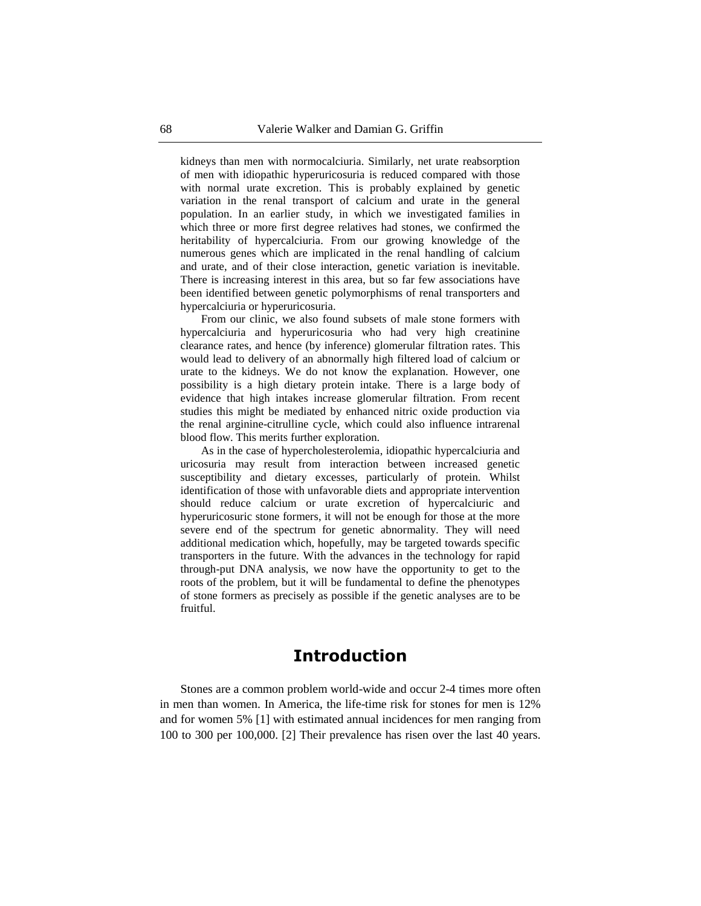kidneys than men with normocalciuria. Similarly, net urate reabsorption of men with idiopathic hyperuricosuria is reduced compared with those with normal urate excretion. This is probably explained by genetic variation in the renal transport of calcium and urate in the general population. In an earlier study, in which we investigated families in which three or more first degree relatives had stones, we confirmed the heritability of hypercalciuria. From our growing knowledge of the numerous genes which are implicated in the renal handling of calcium and urate, and of their close interaction, genetic variation is inevitable. There is increasing interest in this area, but so far few associations have been identified between genetic polymorphisms of renal transporters and hypercalciuria or hyperuricosuria.

From our clinic, we also found subsets of male stone formers with hypercalciuria and hyperuricosuria who had very high creatinine clearance rates, and hence (by inference) glomerular filtration rates. This would lead to delivery of an abnormally high filtered load of calcium or urate to the kidneys. We do not know the explanation. However, one possibility is a high dietary protein intake. There is a large body of evidence that high intakes increase glomerular filtration. From recent studies this might be mediated by enhanced nitric oxide production via the renal arginine-citrulline cycle, which could also influence intrarenal blood flow. This merits further exploration.

As in the case of hypercholesterolemia, idiopathic hypercalciuria and uricosuria may result from interaction between increased genetic susceptibility and dietary excesses, particularly of protein. Whilst identification of those with unfavorable diets and appropriate intervention should reduce calcium or urate excretion of hypercalciuric and hyperuricosuric stone formers, it will not be enough for those at the more severe end of the spectrum for genetic abnormality. They will need additional medication which, hopefully, may be targeted towards specific transporters in the future. With the advances in the technology for rapid through-put DNA analysis, we now have the opportunity to get to the roots of the problem, but it will be fundamental to define the phenotypes of stone formers as precisely as possible if the genetic analyses are to be fruitful.

## Introduction

Stones are a common problem world-wide and occur 2-4 times more often in men than women. In America, the life-time risk for stones for men is 12% and for women 5% [1] with estimated annual incidences for men ranging from 100 to 300 per 100,000. [2] Their prevalence has risen over the last 40 years.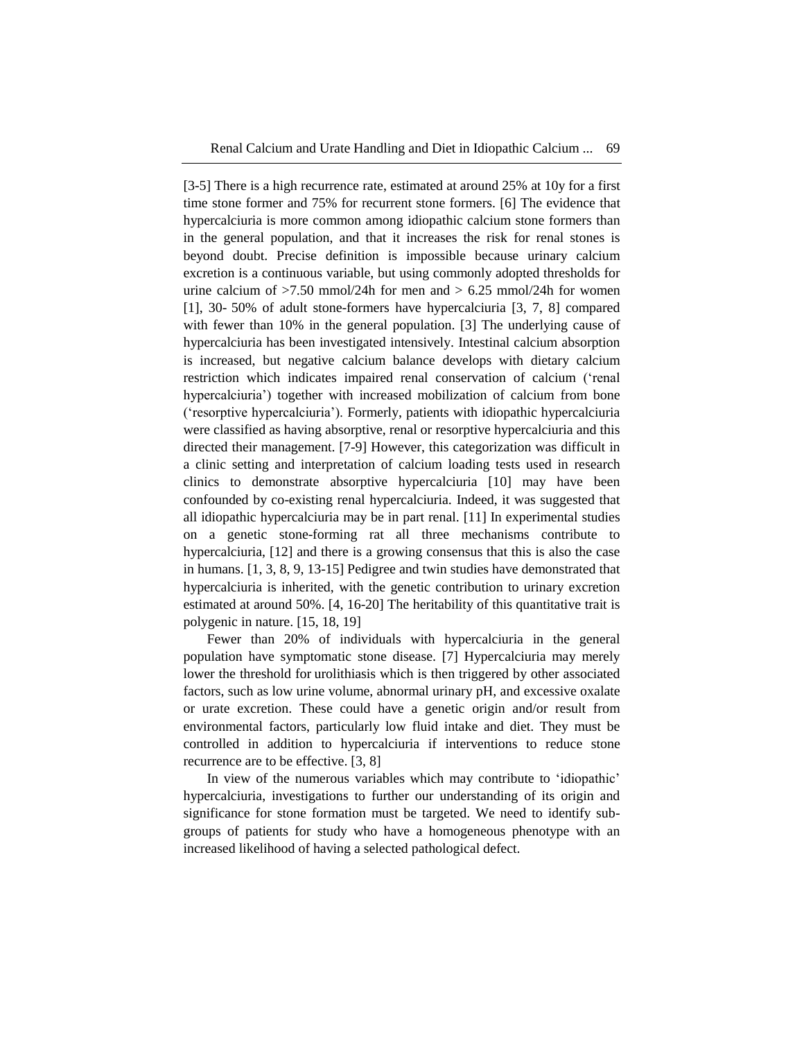[3-5] There is a high recurrence rate, estimated at around 25% at 10y for a first time stone former and 75% for recurrent stone formers. [6] The evidence that hypercalciuria is more common among idiopathic calcium stone formers than in the general population, and that it increases the risk for renal stones is beyond doubt. Precise definition is impossible because urinary calcium excretion is a continuous variable, but using commonly adopted thresholds for urine calcium of >7.50 mmol/24h for men and > 6.25 mmol/24h for women [1], 30- 50% of adult stone-formers have hypercalciuria [3, 7, 8] compared with fewer than 10% in the general population. [3] The underlying cause of hypercalciuria has been investigated intensively. Intestinal calcium absorption is increased, but negative calcium balance develops with dietary calcium restriction which indicates impaired renal conservation of calcium ('renal hypercalciuria') together with increased mobilization of calcium from bone ('resorptive hypercalciuria'). Formerly, patients with idiopathic hypercalciuria were classified as having absorptive, renal or resorptive hypercalciuria and this directed their management. [7-9] However, this categorization was difficult in a clinic setting and interpretation of calcium loading tests used in research clinics to demonstrate absorptive hypercalciuria [10] may have been confounded by co-existing renal hypercalciuria. Indeed, it was suggested that all idiopathic hypercalciuria may be in part renal. [11] In experimental studies on a genetic stone-forming rat all three mechanisms contribute to hypercalciuria, [12] and there is a growing consensus that this is also the case in humans. [1, 3, 8, 9, 13-15] Pedigree and twin studies have demonstrated that hypercalciuria is inherited, with the genetic contribution to urinary excretion estimated at around 50%. [4, 16-20] The heritability of this quantitative trait is polygenic in nature. [15, 18, 19]

Fewer than 20% of individuals with hypercalciuria in the general population have symptomatic stone disease. [7] Hypercalciuria may merely lower the threshold for urolithiasis which is then triggered by other associated factors, such as low urine volume, abnormal urinary pH, and excessive oxalate or urate excretion. These could have a genetic origin and/or result from environmental factors, particularly low fluid intake and diet. They must be controlled in addition to hypercalciuria if interventions to reduce stone recurrence are to be effective. [3, 8]

In view of the numerous variables which may contribute to 'idiopathic' hypercalciuria, investigations to further our understanding of its origin and significance for stone formation must be targeted. We need to identify sub-groups of patients for study who have a homogeneous phenotype with an increased likelihood of having a selected pathological defect.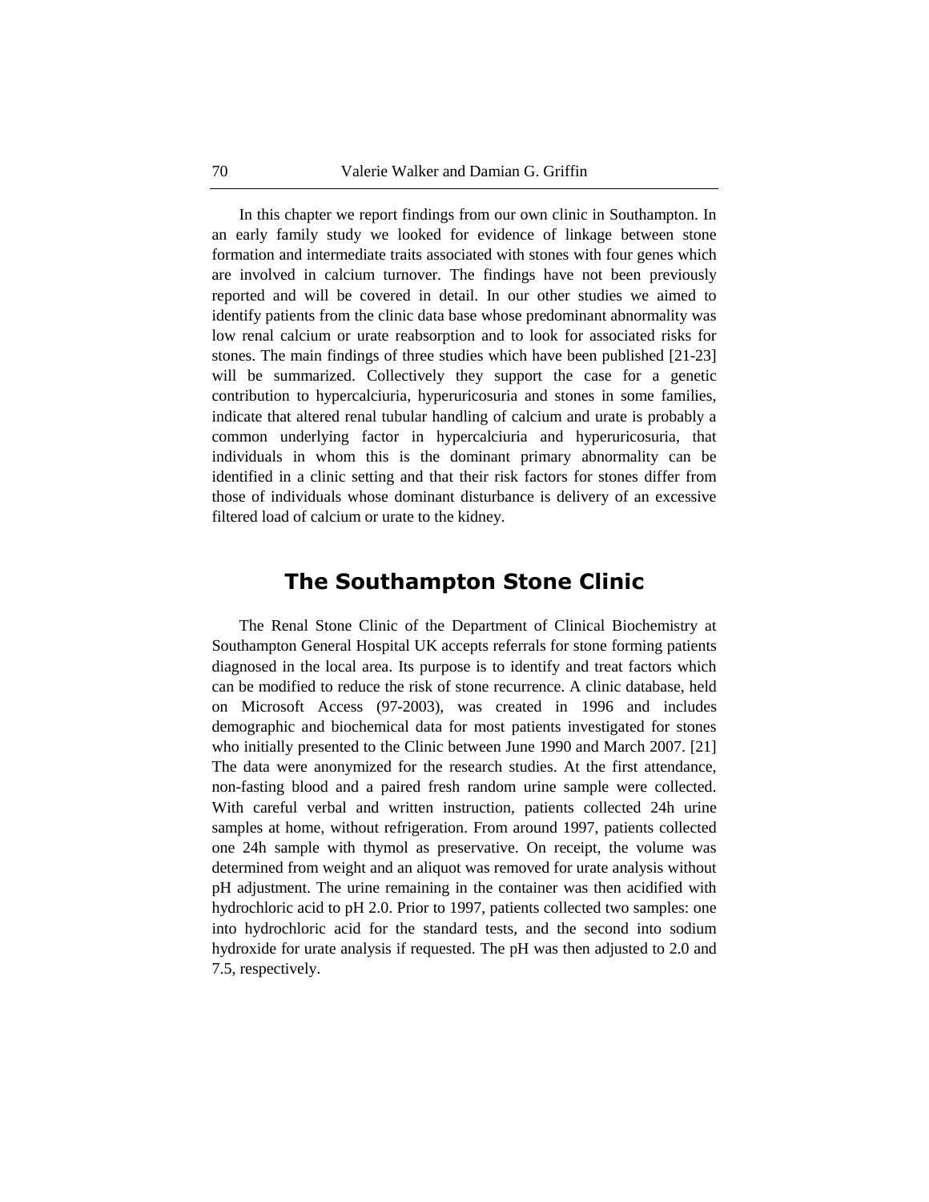In this chapter we report findings from our own clinic in Southampton. In an early family study we looked for evidence of linkage between stone formation and intermediate traits associated with stones with four genes which are involved in calcium turnover. The findings have not been previously reported and will be covered in detail. In our other studies we aimed to identify patients from the clinic data base whose predominant abnormality was low renal calcium or urate reabsorption and to look for associated risks for stones. The main findings of three studies which have been published [21-23] will be summarized. Collectively they support the case for a genetic contribution to hypercalciuria, hyperuricosuria and stones in some families, indicate that altered renal tubular handling of calcium and urate is probably a common underlying factor in hypercalciuria and hyperuricosuria, that individuals in whom this is the dominant primary abnormality can be identified in a clinic setting and that their risk factors for stones differ from those of individuals whose dominant disturbance is delivery of an excessive filtered load of calcium or urate to the kidney.

## The Southampton Stone Clinic

The Renal Stone Clinic of the Department of Clinical Biochemistry at Southampton General Hospital UK accepts referrals for stone forming patients diagnosed in the local area. Its purpose is to identify and treat factors which can be modified to reduce the risk of stone recurrence. A clinic database, held on Microsoft Access (97-2003), was created in 1996 and includes demographic and biochemical data for most patients investigated for stones who initially presented to the Clinic between June 1990 and March 2007. [21] The data were anonymized for the research studies. At the first attendance, non-fasting blood and a paired fresh random urine sample were collected. With careful verbal and written instruction, patients collected 24h urine samples at home, without refrigeration. From around 1997, patients collected one 24h sample with thymol as preservative. On receipt, the volume was determined from weight and an aliquot was removed for urate analysis without pH adjustment. The urine remaining in the container was then acidified with hydrochloric acid to pH 2.0. Prior to 1997, patients collected two samples: one into hydrochloric acid for the standard tests, and the second into sodium hydroxide for urate analysis if requested. The pH was then adjusted to 2.0 and 7.5, respectively.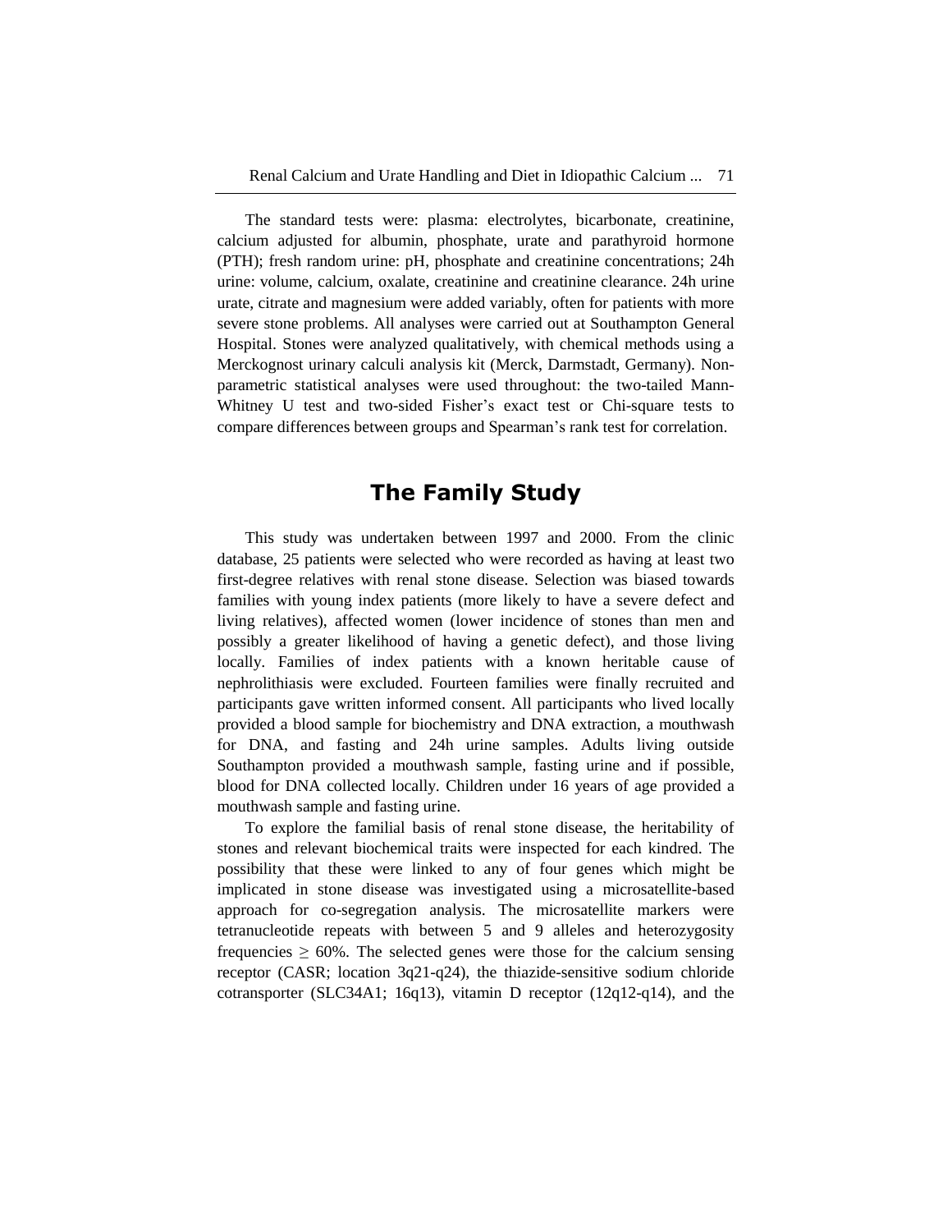The standard tests were: plasma: electrolytes, bicarbonate, creatinine, calcium adjusted for albumin, phosphate, urate and parathyroid hormone (PTH); fresh random urine: pH, phosphate and creatinine concentrations; 24h urine: volume, calcium, oxalate, creatinine and creatinine clearance. 24h urine urate, citrate and magnesium were added variably, often for patients with more severe stone problems. All analyses were carried out at Southampton General Hospital. Stones were analyzed qualitatively, with chemical methods using a Merckognost urinary calculi analysis kit (Merck, Darmstadt, Germany). Non-parametric statistical analyses were used throughout: the two-tailed Mann-Whitney U test and two-sided Fisher's exact test or Chi-square tests to compare differences between groups and Spearman's rank test for correlation.

## The Family Study

This study was undertaken between 1997 and 2000. From the clinic database, 25 patients were selected who were recorded as having at least two first-degree relatives with renal stone disease. Selection was biased towards families with young index patients (more likely to have a severe defect and living relatives), affected women (lower incidence of stones than men and possibly a greater likelihood of having a genetic defect), and those living locally. Families of index patients with a known heritable cause of nephrolithiasis were excluded. Fourteen families were finally recruited and participants gave written informed consent. All participants who lived locally provided a blood sample for biochemistry and DNA extraction, a mouthwash for DNA, and fasting and 24h urine samples. Adults living outside Southampton provided a mouthwash sample, fasting urine and if possible, blood for DNA collected locally. Children under 16 years of age provided a mouthwash sample and fasting urine.

To explore the familial basis of renal stone disease, the heritability of stones and relevant biochemical traits were inspected for each kindred. The possibility that these were linked to any of four genes which might be implicated in stone disease was investigated using a microsatellite-based approach for co-segregation analysis. The microsatellite markers were tetranucleotide repeats with between 5 and 9 alleles and heterozygosity frequencies $\geq$ 60%. The selected genes were those for the calcium sensing receptor (CASR; location 3q21-q24), the thiazide-sensitive sodium chloride cotransporter (SLC34A1; 16q13), vitamin D receptor (12q12-q14), and the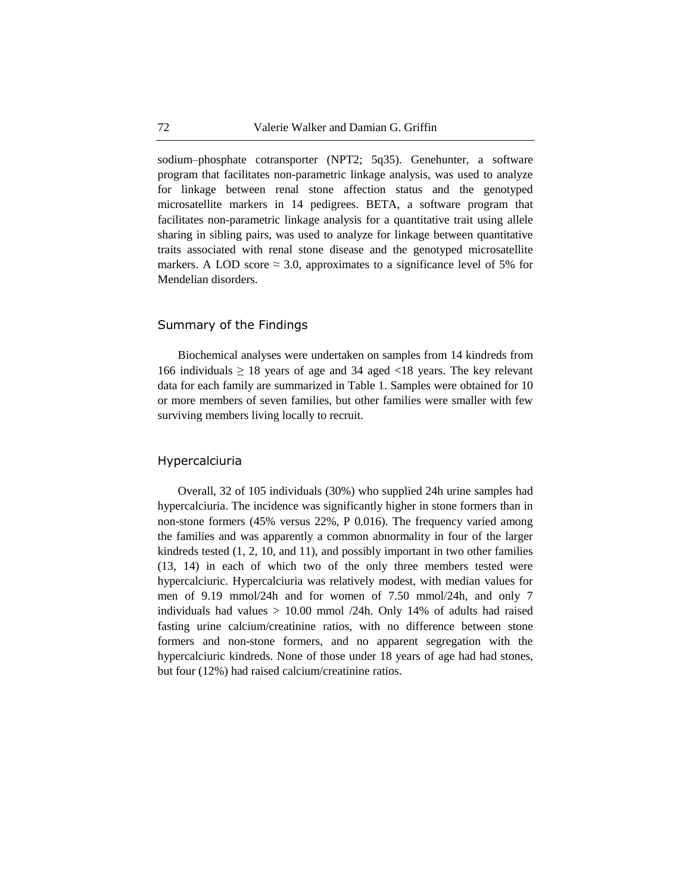sodium–phosphate cotransporter (NPT2; 5q35). Genehunter, a software program that facilitates non-parametric linkage analysis, was used to analyze for linkage between renal stone affection status and the genotyped microsatellite markers in 14 pedigrees. BETA, a software program that facilitates non-parametric linkage analysis for a quantitative trait using allele sharing in sibling pairs, was used to analyze for linkage between quantitative traits associated with renal stone disease and the genotyped microsatellite markers. A LOD score $\approx$ 3.0, approximates to a significance level of 5% for Mendelian disorders.

## Summary of the Findings

Biochemical analyses were undertaken on samples from 14 kindreds from 166 individuals $\geq$ 18 years of age and 34 aged <18 years. The key relevant data for each family are summarized in Table 1. Samples were obtained for 10 or more members of seven families, but other families were smaller with few surviving members living locally to recruit.

## Hypercalciuria

Overall, 32 of 105 individuals (30%) who supplied 24h urine samples had hypercalciuria. The incidence was significantly higher in stone formers than in non-stone formers (45% versus 22%, P 0.016). The frequency varied among the families and was apparently a common abnormality in four of the larger kindreds tested (1, 2, 10, and 11), and possibly important in two other families (13, 14) in each of which two of the only three members tested were hypercalciuric. Hypercalciuria was relatively modest, with median values for men of 9.19 mmol/24h and for women of 7.50 mmol/24h, and only 7 individuals had values > 10.00 mmol /24h. Only 14% of adults had raised fasting urine calcium/creatinine ratios, with no difference between stone formers and non-stone formers, and no apparent segregation with the hypercalciuric kindreds. None of those under 18 years of age had had stones, but four (12%) had raised calcium/creatinine ratios.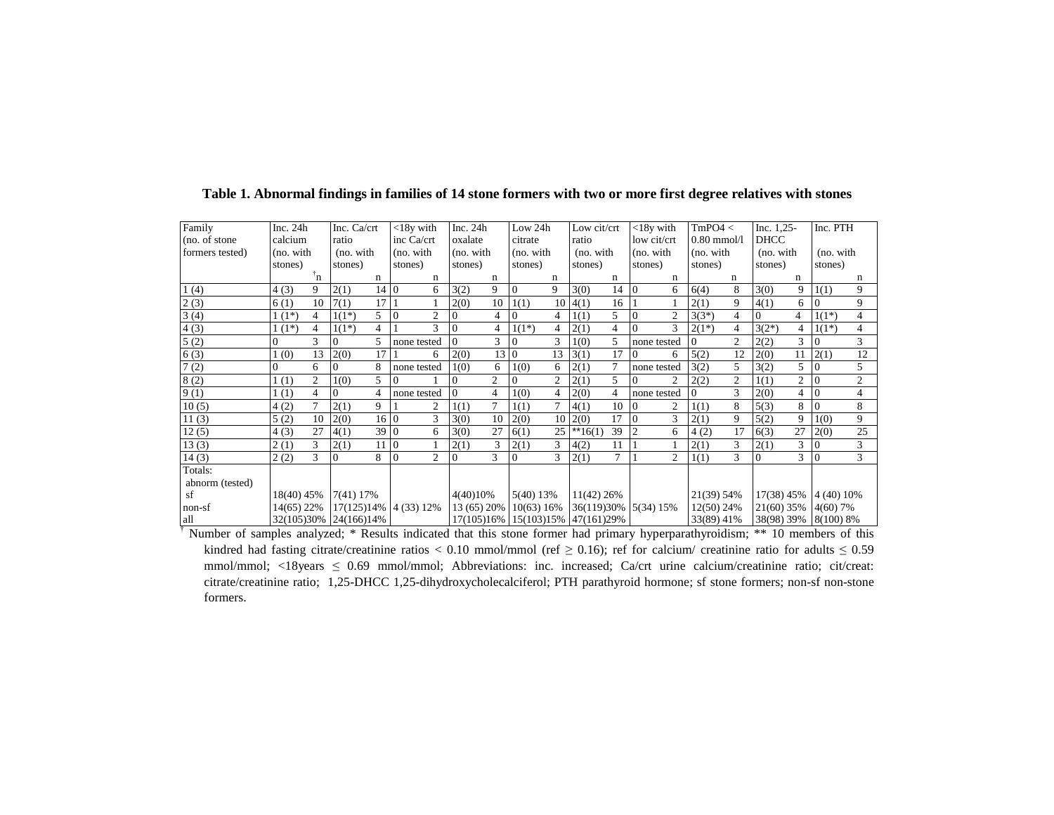**Table 1. Abnormal findings in families of 14 stone formers with two or more first degree relatives with stones**

| Family (no. of stone formers tested) | Inc. 24h calcium (no. with stones) | n[†] | Inc. Ca/crt ratio (no. with stones) | n | <18y with inc Ca/crt (no. with stones) | n | Inc. 24h oxalate (no. with stones) | n | Low 24h citrate (no. with stones) | n | Low cit/crt ratio (no. with stones) | n | <18y with low cit/crt (no. with stones) | n | TmPO4 < 0.80 mmol/l (no. with stones) | n | Inc. 1,25-DHCC (no. with stones) | n | Inc. PTH (no. with stones) | n |
|---|---|---|---|---|---|---|---|---|---|---|---|---|---|---|---|---|---|---|---|---|
| 1 (4) | 4 (3) | 9 | 2(1) | 14 | 0 | 6 | 3(2) | 9 | 0 | 9 | 3(0) | 14 | 0 | 6 | 6(4) | 8 | 3(0) | 9 | 1(1) | 9 |
| 2 (3) | 6 (1) | 10 | 7(1) | 17 | 1 | 1 | 2(0) | 10 | 1(1) | 10 | 4(1) | 16 | 1 | 1 | 2(1) | 9 | 4(1) | 6 | 0 | 9 |
| 3 (4) | 1 (1*) | 4 | 1(1*) | 5 | 0 | 2 | 0 | 4 | 0 | 4 | 1(1) | 5 | 0 | 2 | 3(3*) | 4 | 0 | 4 | 1(1*) | 4 |
| 4 (3) | 1 (1*) | 4 | 1(1*) | 4 | 1 | 3 | 0 | 4 | 1(1*) | 4 | 2(1) | 4 | 0 | 3 | 2(1*) | 4 | 3(2*) | 4 | 1(1*) | 4 |
| 5 (2) | 0 | 3 | 0 | 5 | none tested | | 0 | 3 | 0 | 3 | 1(0) | 5 | none tested | | 0 | 2 | 2(2) | 3 | 0 | 3 |
| 6 (3) | 1 (0) | 13 | 2(0) | 17 | 1 | 6 | 2(0) | 13 | 0 | 13 | 3(1) | 17 | 0 | 6 | 5(2) | 12 | 2(0) | 11 | 2(1) | 12 |
| 7 (2) | 0 | 6 | 0 | 8 | none tested | | 1(0) | 6 | 1(0) | 6 | 2(1) | 7 | none tested | | 3(2) | 5 | 3(2) | 5 | 0 | 5 |
| 8 (2) | 1 (1) | 2 | 1(0) | 5 | 0 | 1 | 0 | 2 | 0 | 2 | 2(1) | 5 | 0 | 2 | 2(2) | 2 | 1(1) | 2 | 0 | 2 |
| 9 (1) | 1 (1) | 4 | 0 | 4 | none tested | | 0 | 4 | 1(0) | 4 | 2(0) | 4 | none tested | | 0 | 3 | 2(0) | 4 | 0 | 4 |
| 10 (5) | 4 (2) | 7 | 2(1) | 9 | 1 | 2 | 1(1) | 7 | 1(1) | 7 | 4(1) | 10 | 0 | 2 | 1(1) | 8 | 5(3) | 8 | 0 | 8 |
| 11 (3) | 5 (2) | 10 | 2(0) | 16 | 0 | 3 | 3(0) | 10 | 2(0) | 10 | 2(0) | 17 | 0 | 3 | 2(1) | 9 | 5(2) | 9 | 1(0) | 9 |
| 12 (5) | 4 (3) | 27 | 4(1) | 39 | 0 | 6 | 3(0) | 27 | 6(1) | 25 | **16(1) | 39 | 2 | 6 | 4 (2) | 17 | 6(3) | 27 | 2(0) | 25 |
| 13 (3) | 2 (1) | 3 | 2(1) | 11 | 0 | 1 | 2(1) | 3 | 2(1) | 3 | 4(2) | 11 | 1 | 1 | 2(1) | 3 | 2(1) | 3 | 0 | 3 |
| 14 (3) | 2 (2) | 3 | 0 | 8 | 0 | 2 | 0 | 3 | 0 | 3 | 2(1) | 7 | 1 | 2 | 1(1) | 3 | 0 | 3 | 0 | 3 |
| Totals: abnorm (tested) | | | | | | | | | | | | | | | | | | | | |
| sf | 18(40) 45% | | 7(41) 17% | | | | 4(40)10% | | 5(40) 13% | | 11(42) 26% | | | | 21(39) 54% | | 17(38) 45% | | 4 (40) 10% | |
| non-sf | 14(65) 22% | | 17(125)14% | | 4 (33) 12% | | 13 (65) 20% | | 10(63) 16% | | 36(119)30% | | 5(34) 15% | | 12(50) 24% | | 21(60) 35% | | 4(60) 7% | |
| all | 32(105)30% | | 24(166)14% | | | | 17(105)16% | | 15(103)15% | | 47(161)29% | | | | 33(89) 41% | | 38(98) 39% | | 8(100) 8% | |

[†] Number of samples analyzed; * Results indicated that this stone former had primary hyperparathyroidism; ** 10 members of this kindred had fasting citrate/creatinine ratios < 0.10 mmol/mmol (ref ≥ 0.16); ref for calcium/ creatinine ratio for adults ≤ 0.59 mmol/mmol; <18years ≤ 0.69 mmol/mmol; Abbreviations: inc. increased; Ca/crt urine calcium/creatinine ratio; cit/creat: citrate/creatinine ratio; 1,25-DHCC 1,25-dihydroxycholecalciferol; PTH parathyroid hormone; sf stone formers; non-sf non-stone formers.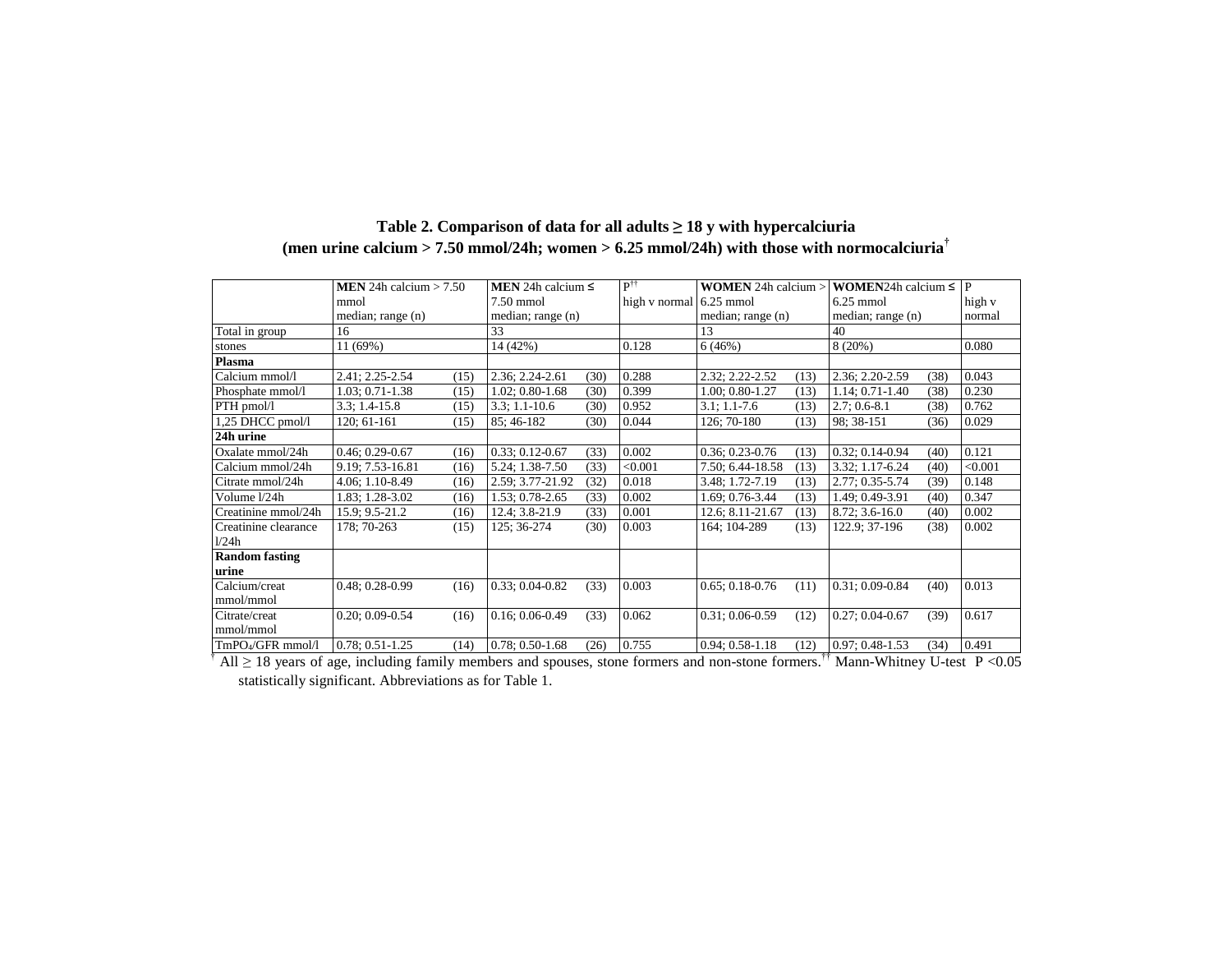**Table 2. Comparison of data for all adults ≥ 18 y with hypercalciuria (men urine calcium > 7.50 mmol/24h; women > 6.25 mmol/24h) with those with normocalciuria†**

| | **MEN** 24h calcium > 7.50 mmol median; range (n) | | **MEN** 24h calcium ≤ 7.50 mmol median; range (n) | | P†† high v normal | **WOMEN** 24h calcium > 6.25 mmol median; range (n) | | **WOMEN**24h calcium ≤ 6.25 mmol median; range (n) | | P high v normal |
|---|---|---|---|---|---|---|---|---|---|---|
| Total in group | 16 | | 33 | | | 13 | | 40 | | |
| stones | 11 (69%) | | 14 (42%) | | 0.128 | 6 (46%) | | 8 (20%) | | 0.080 |
| **Plasma** | | | | | | | | | | |
| Calcium mmol/l | 2.41; 2.25-2.54 | (15) | 2.36; 2.24-2.61 | (30) | 0.288 | 2.32; 2.22-2.52 | (13) | 2.36; 2.20-2.59 | (38) | 0.043 |
| Phosphate mmol/l | 1.03; 0.71-1.38 | (15) | 1.02; 0.80-1.68 | (30) | 0.399 | 1.00; 0.80-1.27 | (13) | 1.14; 0.71-1.40 | (38) | 0.230 |
| PTH pmol/l | 3.3; 1.4-15.8 | (15) | 3.3; 1.1-10.6 | (30) | 0.952 | 3.1; 1.1-7.6 | (13) | 2.7; 0.6-8.1 | (38) | 0.762 |
| 1,25 DHCC pmol/l | 120; 61-161 | (15) | 85; 46-182 | (30) | 0.044 | 126; 70-180 | (13) | 98; 38-151 | (36) | 0.029 |
| **24h urine** | | | | | | | | | | |
| Oxalate mmol/24h | 0.46; 0.29-0.67 | (16) | 0.33; 0.12-0.67 | (33) | 0.002 | 0.36; 0.23-0.76 | (13) | 0.32; 0.14-0.94 | (40) | 0.121 |
| Calcium mmol/24h | 9.19; 7.53-16.81 | (16) | 5.24; 1.38-7.50 | (33) | <0.001 | 7.50; 6.44-18.58 | (13) | 3.32; 1.17-6.24 | (40) | <0.001 |
| Citrate mmol/24h | 4.06; 1.10-8.49 | (16) | 2.59; 3.77-21.92 | (32) | 0.018 | 3.48; 1.72-7.19 | (13) | 2.77; 0.35-5.74 | (39) | 0.148 |
| Volume l/24h | 1.83; 1.28-3.02 | (16) | 1.53; 0.78-2.65 | (33) | 0.002 | 1.69; 0.76-3.44 | (13) | 1.49; 0.49-3.91 | (40) | 0.347 |
| Creatinine mmol/24h | 15.9; 9.5-21.2 | (16) | 12.4; 3.8-21.9 | (33) | 0.001 | 12.6; 8.11-21.67 | (13) | 8.72; 3.6-16.0 | (40) | 0.002 |
| Creatinine clearance l/24h | 178; 70-263 | (15) | 125; 36-274 | (30) | 0.003 | 164; 104-289 | (13) | 122.9; 37-196 | (38) | 0.002 |
| **Random fasting urine** | | | | | | | | | | |
| Calcium/creat mmol/mmol | 0.48; 0.28-0.99 | (16) | 0.33; 0.04-0.82 | (33) | 0.003 | 0.65; 0.18-0.76 | (11) | 0.31; 0.09-0.84 | (40) | 0.013 |
| Citrate/creat mmol/mmol | 0.20; 0.09-0.54 | (16) | 0.16; 0.06-0.49 | (33) | 0.062 | 0.31; 0.06-0.59 | (12) | 0.27; 0.04-0.67 | (39) | 0.617 |
| $TmPO_4$/GFR mmol/l | 0.78; 0.51-1.25 | (14) | 0.78; 0.50-1.68 | (26) | 0.755 | 0.94; 0.58-1.18 | (12) | 0.97; 0.48-1.53 | (34) | 0.491 |

† All ≥ 18 years of age, including family members and spouses, stone formers and non-stone formers. †† Mann-Whitney U-test $P < 0.05$ statistically significant. Abbreviations as for Table 1.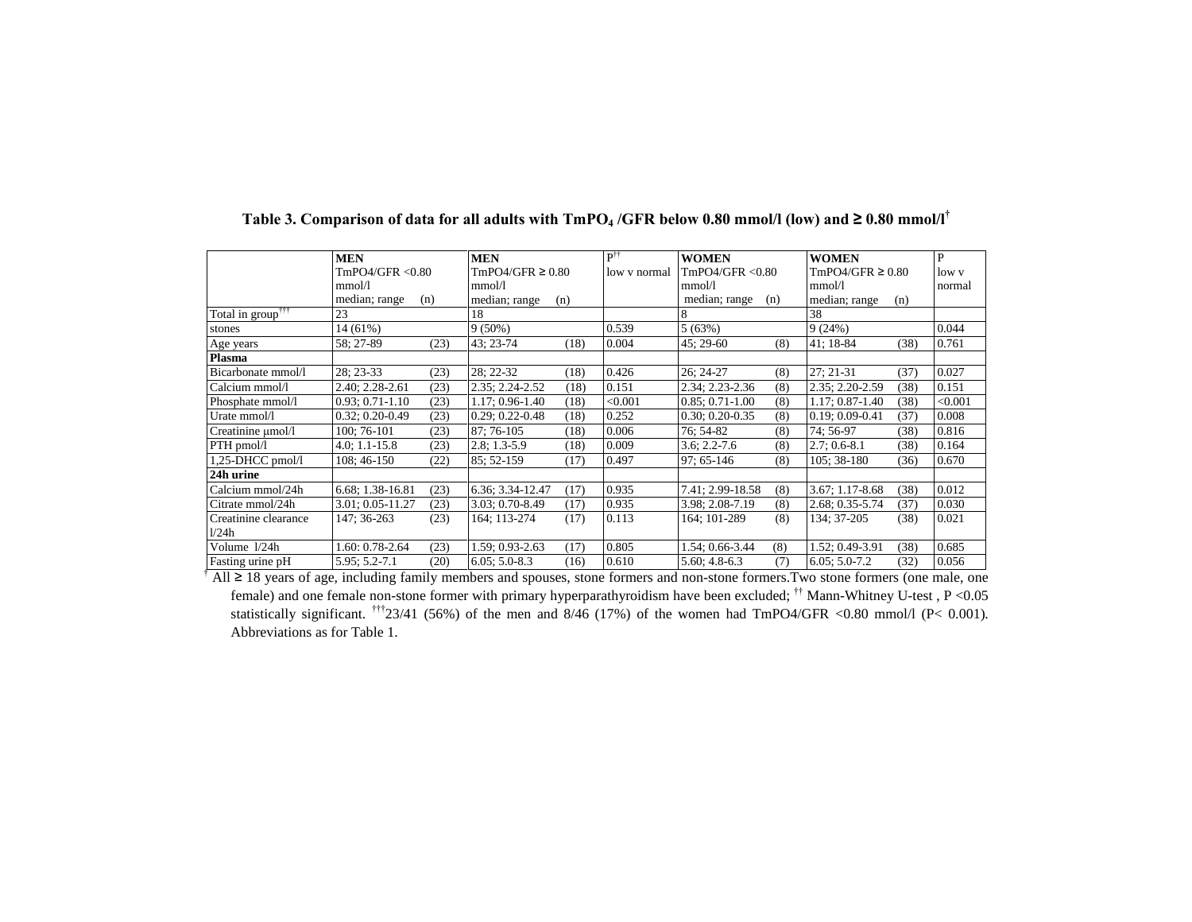**Table 3. Comparison of data for all adults with $TmPO_4$ /GFR below 0.80 mmol/l (low) and ≥ 0.80 mmol/l[†]**

| | MEN TmPO4/GFR <0.80 mmol/l median; range | (n) | MEN TmPO4/GFR ≥ 0.80 mmol/l median; range | (n) | P[††] low v normal | WOMEN TmPO4/GFR <0.80 mmol/l median; range | (n) | WOMEN TmPO4/GFR ≥ 0.80 mmol/l median; range | (n) | P low v normal |
|---|---|---|---|---|---|---|---|---|---|---|
| Total in group[†††] | 23 | | 18 | | | 8 | | 38 | | |
| stones | 14 (61%) | | 9 (50%) | | 0.539 | 5 (63%) | | 9 (24%) | | 0.044 |
| Age years | 58; 27-89 | (23) | 43; 23-74 | (18) | 0.004 | 45; 29-60 | (8) | 41; 18-84 | (38) | 0.761 |
| **Plasma** | | | | | | | | | | |
| Bicarbonate mmol/l | 28; 23-33 | (23) | 28; 22-32 | (18) | 0.426 | 26; 24-27 | (8) | 27; 21-31 | (37) | 0.027 |
| Calcium mmol/l | 2.40; 2.28-2.61 | (23) | 2.35; 2.24-2.52 | (18) | 0.151 | 2.34; 2.23-2.36 | (8) | 2.35; 2.20-2.59 | (38) | 0.151 |
| Phosphate mmol/l | 0.93; 0.71-1.10 | (23) | 1.17; 0.96-1.40 | (18) | <0.001 | 0.85; 0.71-1.00 | (8) | 1.17; 0.87-1.40 | (38) | <0.001 |
| Urate mmol/l | 0.32; 0.20-0.49 | (23) | 0.29; 0.22-0.48 | (18) | 0.252 | 0.30; 0.20-0.35 | (8) | 0.19; 0.09-0.41 | (37) | 0.008 |
| Creatinine μmol/l | 100; 76-101 | (23) | 87; 76-105 | (18) | 0.006 | 76; 54-82 | (8) | 74; 56-97 | (38) | 0.816 |
| PTH pmol/l | 4.0; 1.1-15.8 | (23) | 2.8; 1.3-5.9 | (18) | 0.009 | 3.6; 2.2-7.6 | (8) | 2.7; 0.6-8.1 | (38) | 0.164 |
| 1,25-DHCC pmol/l | 108; 46-150 | (22) | 85; 52-159 | (17) | 0.497 | 97; 65-146 | (8) | 105; 38-180 | (36) | 0.670 |
| **24h urine** | | | | | | | | | | |
| Calcium mmol/24h | 6.68; 1.38-16.81 | (23) | 6.36; 3.34-12.47 | (17) | 0.935 | 7.41; 2.99-18.58 | (8) | 3.67; 1.17-8.68 | (38) | 0.012 |
| Citrate mmol/24h | 3.01; 0.05-11.27 | (23) | 3.03; 0.70-8.49 | (17) | 0.935 | 3.98; 2.08-7.19 | (8) | 2.68; 0.35-5.74 | (37) | 0.030 |
| Creatinine clearance l/24h | 147; 36-263 | (23) | 164; 113-274 | (17) | 0.113 | 164; 101-289 | (8) | 134; 37-205 | (38) | 0.021 |
| Volume l/24h | 1.60: 0.78-2.64 | (23) | 1.59; 0.93-2.63 | (17) | 0.805 | 1.54; 0.66-3.44 | (8) | 1.52; 0.49-3.91 | (38) | 0.685 |
| Fasting urine pH | 5.95; 5.2-7.1 | (20) | 6.05; 5.0-8.3 | (16) | 0.610 | 5.60; 4.8-6.3 | (7) | 6.05; 5.0-7.2 | (32) | 0.056 |

[†] All ≥ 18 years of age, including family members and spouses, stone formers and non-stone formers. Two stone formers (one male, one female) and one female non-stone former with primary hyperparathyroidism have been excluded; [††] Mann-Whitney U-test , $P < 0.05$ statistically significant. [†††]23/41 (56%) of the men and 8/46 (17%) of the women had TmPO4/GFR <0.80 mmol/l ($P < 0.001$). Abbreviations as for Table 1.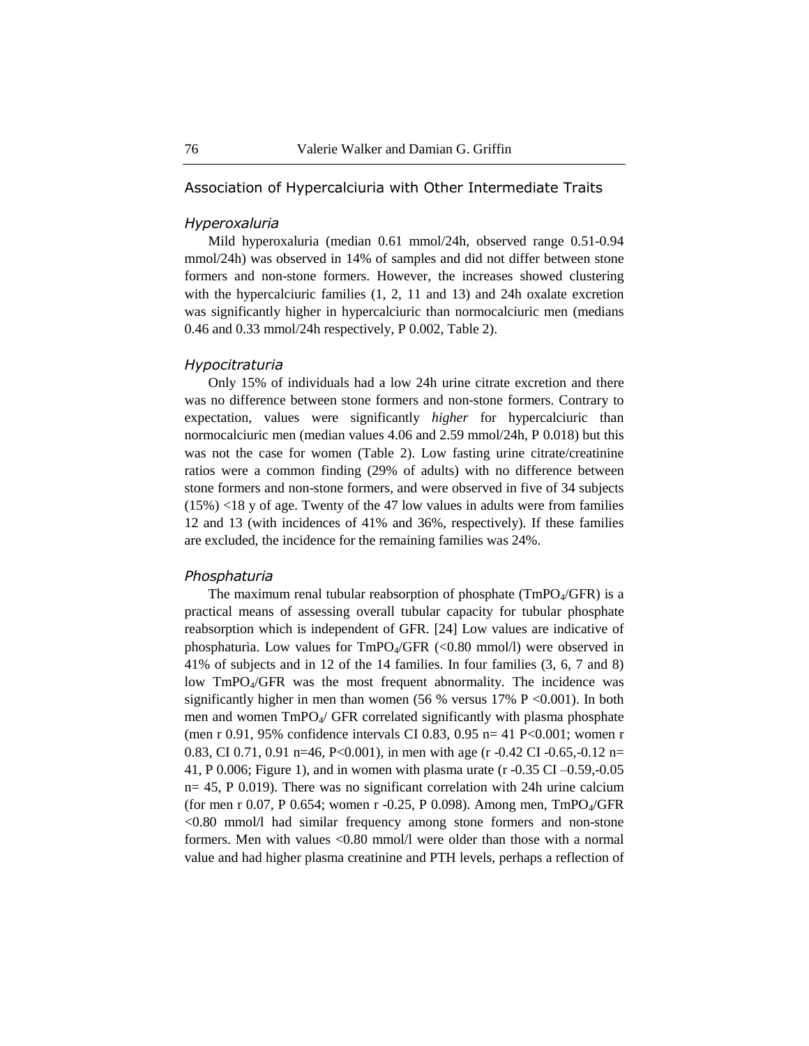## Association of Hypercalciuria with Other Intermediate Traits

### *Hyperoxaluria*

Mild hyperoxaluria (median 0.61 mmol/24h, observed range 0.51-0.94 mmol/24h) was observed in 14% of samples and did not differ between stone formers and non-stone formers. However, the increases showed clustering with the hypercalciuric families (1, 2, 11 and 13) and 24h oxalate excretion was significantly higher in hypercalciuric than normocalciuric men (medians 0.46 and 0.33 mmol/24h respectively, P 0.002, Table 2).

### *Hypocitraturia*

Only 15% of individuals had a low 24h urine citrate excretion and there was no difference between stone formers and non-stone formers. Contrary to expectation, values were significantly *higher* for hypercalciuric than normocalciuric men (median values 4.06 and 2.59 mmol/24h, P 0.018) but this was not the case for women (Table 2). Low fasting urine citrate/creatinine ratios were a common finding (29% of adults) with no difference between stone formers and non-stone formers, and were observed in five of 34 subjects (15%) <18 y of age. Twenty of the 47 low values in adults were from families 12 and 13 (with incidences of 41% and 36%, respectively). If these families are excluded, the incidence for the remaining families was 24%.

### *Phosphaturia*

The maximum renal tubular reabsorption of phosphate ($TmPO_4$/GFR) is a practical means of assessing overall tubular capacity for tubular phosphate reabsorption which is independent of GFR. [24] Low values are indicative of phosphaturia. Low values for $TmPO_4$/GFR (<0.80 mmol/l) were observed in 41% of subjects and in 12 of the 14 families. In four families (3, 6, 7 and 8) low $TmPO_4$/GFR was the most frequent abnormality. The incidence was significantly higher in men than women (56 % versus 17% $P<0.001$). In both men and women $TmPO_4$/ GFR correlated significantly with plasma phosphate (men r 0.91, 95% confidence intervals CI 0.83, 0.95 n= 41 P<0.001; women r 0.83, CI 0.71, 0.91 n=46, P<0.001), in men with age (r -0.42 CI -0.65,-0.12 n= 41, P 0.006; Figure 1), and in women with plasma urate (r -0.35 CI –0.59,-0.05 n= 45, P 0.019). There was no significant correlation with 24h urine calcium (for men r 0.07, P 0.654; women r -0.25, P 0.098). Among men, $TmPO_4$/GFR <0.80 mmol/l had similar frequency among stone formers and non-stone formers. Men with values <0.80 mmol/l were older than those with a normal value and had higher plasma creatinine and PTH levels, perhaps a reflection of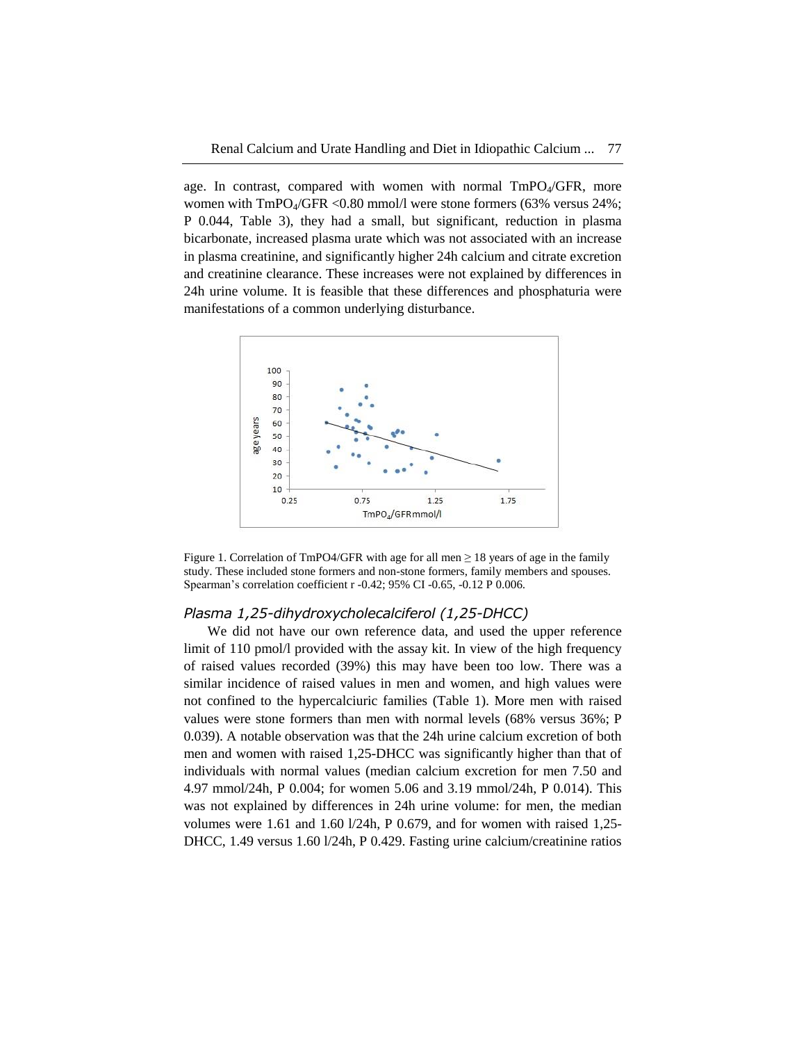age. In contrast, compared with women with normal $TmPO_4$/GFR, more women with $TmPO_4$/GFR <0.80 mmol/l were stone formers (63% versus 24%; P 0.044, Table 3), they had a small, but significant, reduction in plasma bicarbonate, increased plasma urate which was not associated with an increase in plasma creatinine, and significantly higher 24h calcium and citrate excretion and creatinine clearance. These increases were not explained by differences in 24h urine volume. It is feasible that these differences and phosphaturia were manifestations of a common underlying disturbance.

Figure 1. Correlation of TmPO4/GFR with age for all men ≥ 18 years of age in the family study. These included stone formers and non-stone formers, family members and spouses. Spearman's correlation coefficient r -0.42; 95% CI -0.65, -0.12 P 0.006.

### *Plasma 1,25-dihydroxycholecalciferol (1,25-DHCC)*

We did not have our own reference data, and used the upper reference limit of 110 pmol/l provided with the assay kit. In view of the high frequency of raised values recorded (39%) this may have been too low. There was a similar incidence of raised values in men and women, and high values were not confined to the hypercalciuric families (Table 1). More men with raised values were stone formers than men with normal levels (68% versus 36%; P 0.039). A notable observation was that the 24h urine calcium excretion of both men and women with raised 1,25-DHCC was significantly higher than that of individuals with normal values (median calcium excretion for men 7.50 and 4.97 mmol/24h, P 0.004; for women 5.06 and 3.19 mmol/24h, P 0.014). This was not explained by differences in 24h urine volume: for men, the median volumes were 1.61 and 1.60 l/24h, P 0.679, and for women with raised 1,25-DHCC, 1.49 versus 1.60 l/24h, P 0.429. Fasting urine calcium/creatinine ratios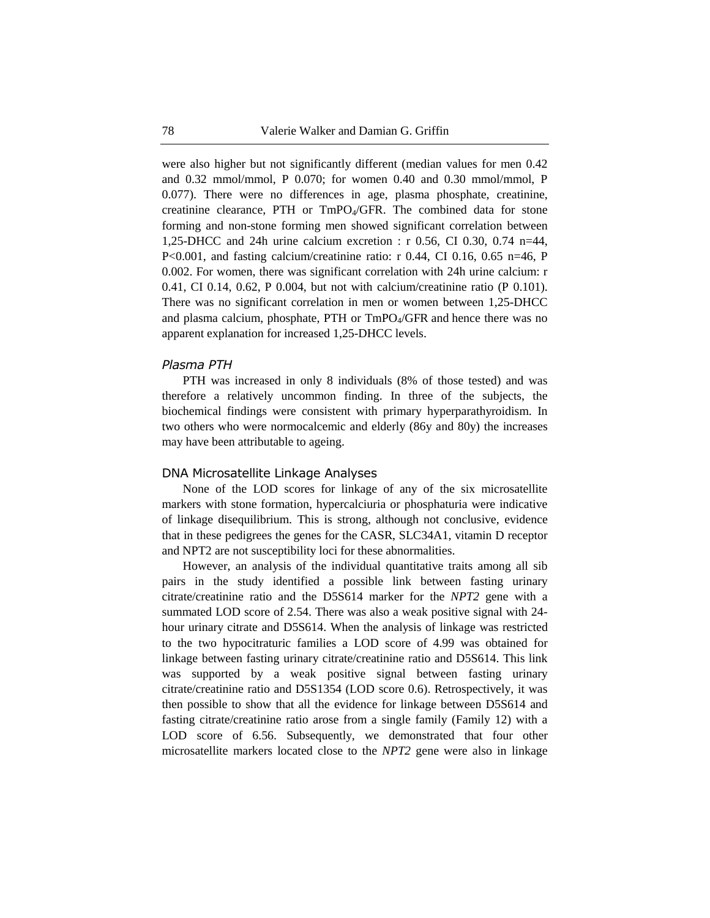were also higher but not significantly different (median values for men 0.42 and 0.32 mmol/mmol, P 0.070; for women 0.40 and 0.30 mmol/mmol, P 0.077). There were no differences in age, plasma phosphate, creatinine, creatinine clearance, PTH or $TmPO_4$/GFR. The combined data for stone forming and non-stone forming men showed significant correlation between 1,25-DHCC and 24h urine calcium excretion : r 0.56, CI 0.30, 0.74 n=44, P<0.001, and fasting calcium/creatinine ratio: r 0.44, CI 0.16, 0.65 n=46, P 0.002. For women, there was significant correlation with 24h urine calcium: r 0.41, CI 0.14, 0.62, P 0.004, but not with calcium/creatinine ratio (P 0.101). There was no significant correlation in men or women between 1,25-DHCC and plasma calcium, phosphate, PTH or $TmPO_4$/GFR and hence there was no apparent explanation for increased 1,25-DHCC levels.

### *Plasma PTH*

PTH was increased in only 8 individuals (8% of those tested) and was therefore a relatively uncommon finding. In three of the subjects, the biochemical findings were consistent with primary hyperparathyroidism. In two others who were normocalcemic and elderly (86y and 80y) the increases may have been attributable to ageing.

## DNA Microsatellite Linkage Analyses

None of the LOD scores for linkage of any of the six microsatellite markers with stone formation, hypercalciuria or phosphaturia were indicative of linkage disequilibrium. This is strong, although not conclusive, evidence that in these pedigrees the genes for the CASR, SLC34A1, vitamin D receptor and NPT2 are not susceptibility loci for these abnormalities.

However, an analysis of the individual quantitative traits among all sib pairs in the study identified a possible link between fasting urinary citrate/creatinine ratio and the D5S614 marker for the *NPT2* gene with a summated LOD score of 2.54. There was also a weak positive signal with 24-hour urinary citrate and D5S614. When the analysis of linkage was restricted to the two hypocitraturic families a LOD score of 4.99 was obtained for linkage between fasting urinary citrate/creatinine ratio and D5S614. This link was supported by a weak positive signal between fasting urinary citrate/creatinine ratio and D5S1354 (LOD score 0.6). Retrospectively, it was then possible to show that all the evidence for linkage between D5S614 and fasting citrate/creatinine ratio arose from a single family (Family 12) with a LOD score of 6.56. Subsequently, we demonstrated that four other microsatellite markers located close to the *NPT2* gene were also in linkage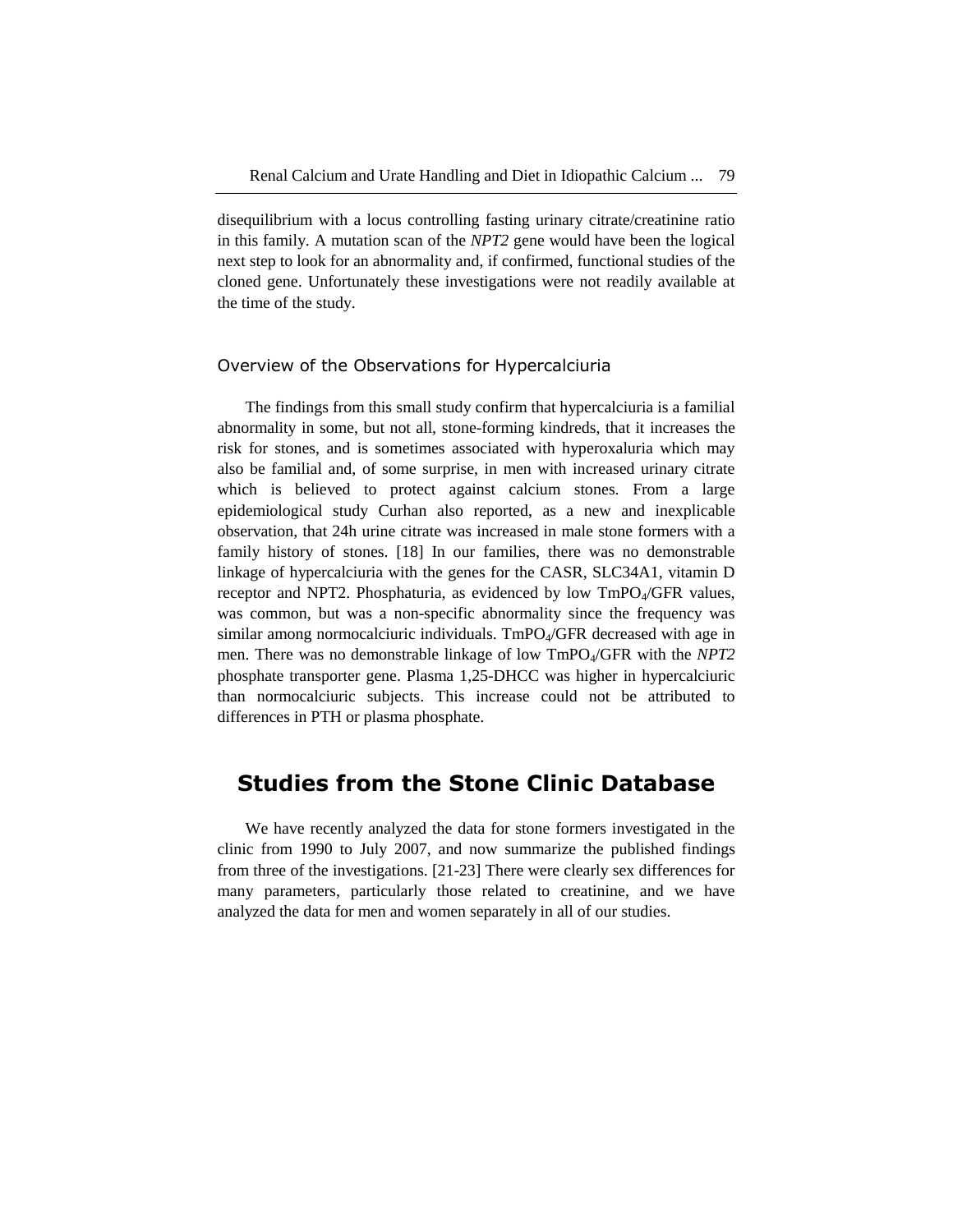disequilibrium with a locus controlling fasting urinary citrate/creatinine ratio in this family. A mutation scan of the *NPT2* gene would have been the logical next step to look for an abnormality and, if confirmed, functional studies of the cloned gene. Unfortunately these investigations were not readily available at the time of the study.

### Overview of the Observations for Hypercalciuria

The findings from this small study confirm that hypercalciuria is a familial abnormality in some, but not all, stone-forming kindreds, that it increases the risk for stones, and is sometimes associated with hyperoxaluria which may also be familial and, of some surprise, in men with increased urinary citrate which is believed to protect against calcium stones. From a large epidemiological study Curhan also reported, as a new and inexplicable observation, that 24h urine citrate was increased in male stone formers with a family history of stones. [18] In our families, there was no demonstrable linkage of hypercalciuria with the genes for the CASR, SLC34A1, vitamin D receptor and NPT2. Phosphaturia, as evidenced by low $TmPO_4$/GFR values, was common, but was a non-specific abnormality since the frequency was similar among normocalciuric individuals. $TmPO_4$/GFR decreased with age in men. There was no demonstrable linkage of low $TmPO_4$/GFR with the *NPT2* phosphate transporter gene. Plasma 1,25-DHCC was higher in hypercalciuric than normocalciuric subjects. This increase could not be attributed to differences in PTH or plasma phosphate.

## Studies from the Stone Clinic Database

We have recently analyzed the data for stone formers investigated in the clinic from 1990 to July 2007, and now summarize the published findings from three of the investigations. [21-23] There were clearly sex differences for many parameters, particularly those related to creatinine, and we have analyzed the data for men and women separately in all of our studies.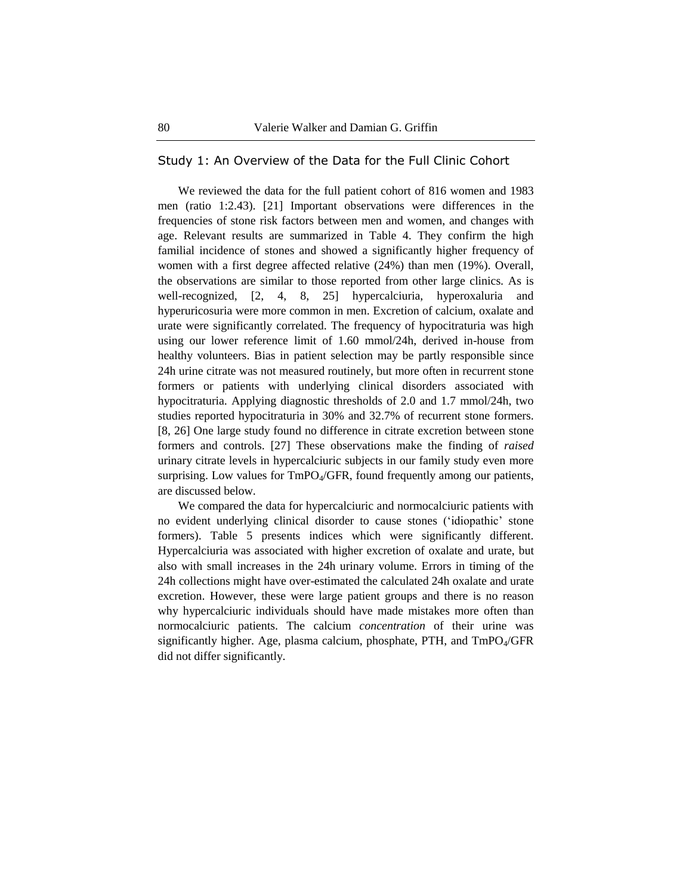## Study 1: An Overview of the Data for the Full Clinic Cohort

We reviewed the data for the full patient cohort of 816 women and 1983 men (ratio 1:2.43). [21] Important observations were differences in the frequencies of stone risk factors between men and women, and changes with age. Relevant results are summarized in Table 4. They confirm the high familial incidence of stones and showed a significantly higher frequency of women with a first degree affected relative (24%) than men (19%). Overall, the observations are similar to those reported from other large clinics. As is well-recognized, [2, 4, 8, 25] hypercalciuria, hyperoxaluria and hyperuricosuria were more common in men. Excretion of calcium, oxalate and urate were significantly correlated. The frequency of hypocitraturia was high using our lower reference limit of 1.60 mmol/24h, derived in-house from healthy volunteers. Bias in patient selection may be partly responsible since 24h urine citrate was not measured routinely, but more often in recurrent stone formers or patients with underlying clinical disorders associated with hypocitraturia. Applying diagnostic thresholds of 2.0 and 1.7 mmol/24h, two studies reported hypocitraturia in 30% and 32.7% of recurrent stone formers. [8, 26] One large study found no difference in citrate excretion between stone formers and controls. [27] These observations make the finding of *raised* urinary citrate levels in hypercalciuric subjects in our family study even more surprising. Low values for $TmPO_4$/GFR, found frequently among our patients, are discussed below.

We compared the data for hypercalciuric and normocalciuric patients with no evident underlying clinical disorder to cause stones ('idiopathic' stone formers). Table 5 presents indices which were significantly different. Hypercalciuria was associated with higher excretion of oxalate and urate, but also with small increases in the 24h urinary volume. Errors in timing of the 24h collections might have over-estimated the calculated 24h oxalate and urate excretion. However, these were large patient groups and there is no reason why hypercalciuric individuals should have made mistakes more often than normocalciuric patients. The calcium *concentration* of their urine was significantly higher. Age, plasma calcium, phosphate, PTH, and $TmPO_4$/GFR did not differ significantly.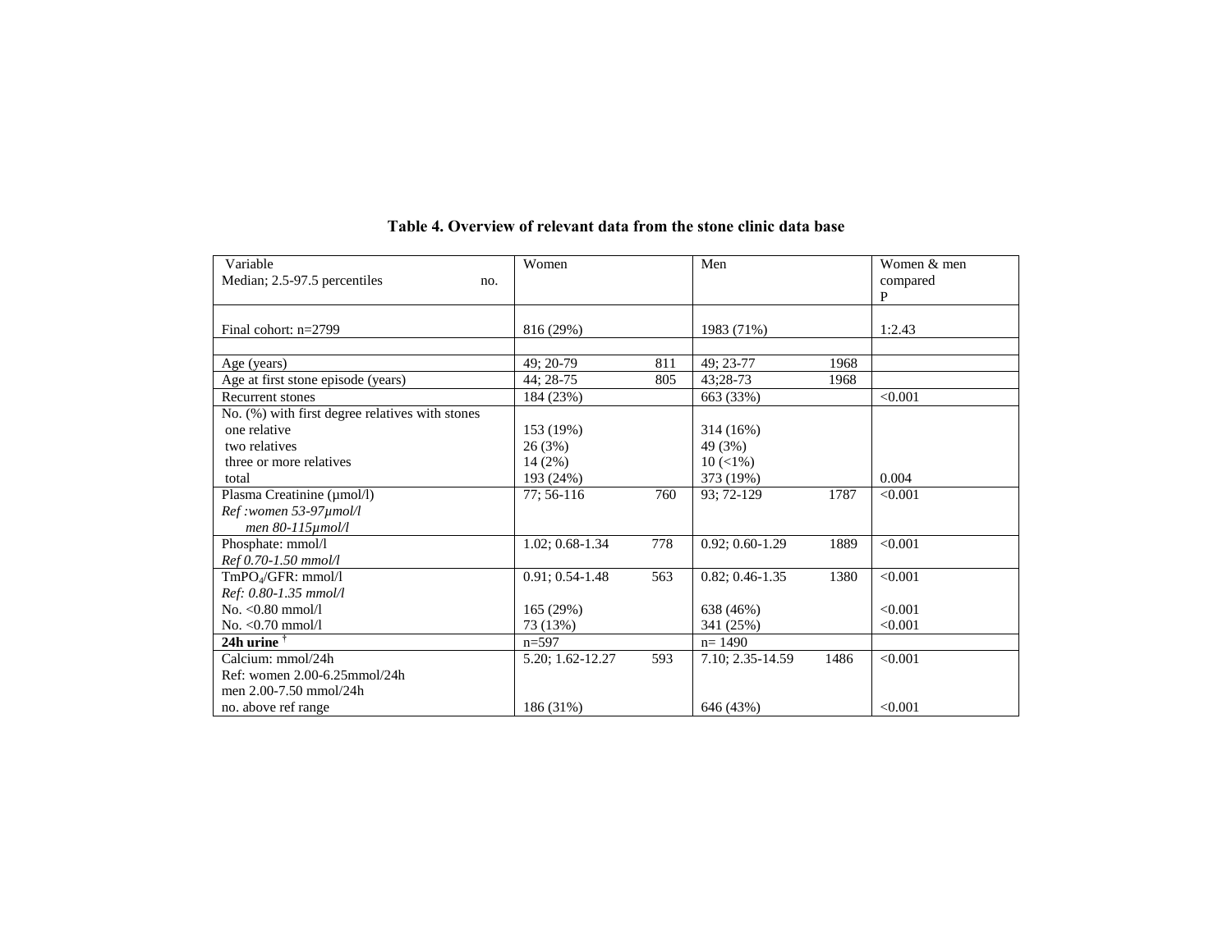**Table 4. Overview of relevant data from the stone clinic data base**

| Variable<br>Median; 2.5-97.5 percentiles | no. | Women | no. | Men | no. | Women & men compared<br>P |
|---|---|---|---|---|---|---|
| Final cohort: n=2799 | | 816 (29%) | | 1983 (71%) | | 1:2.43 |
| | | | | | | |
| Age (years) | | 49; 20-79 | 811 | 49; 23-77 | 1968 | |
| Age at first stone episode (years) | | 44; 28-75 | 805 | 43;28-73 | 1968 | |
| Recurrent stones | | 184 (23%) | | 663 (33%) | | <0.001 |
| No. (%) with first degree relatives with stones<br>one relative<br>two relatives<br>three or more relatives<br>total | | <br>153 (19%)<br>26 (3%)<br>14 (2%)<br>193 (24%) | | <br>314 (16%)<br>49 (3%)<br>10 (<1%)<br>373 (19%) | | <br><br><br><br>0.004 |
| Plasma Creatinine (µmol/l)<br>*Ref :women 53-97µmol/l*<br>*men 80-115µmol/l* | | 77; 56-116 | 760 | 93; 72-129 | 1787 | <0.001 |
| Phosphate: mmol/l<br>*Ref 0.70-1.50 mmol/l* | | 1.02; 0.68-1.34 | 778 | 0.92; 0.60-1.29 | 1889 | <0.001 |
| $TmPO_4$/GFR: mmol/l<br>*Ref: 0.80-1.35 mmol/l*<br>No. <0.80 mmol/l<br>No. <0.70 mmol/l | | 0.91; 0.54-1.48<br><br>165 (29%)<br>73 (13%) | 563 | 0.82; 0.46-1.35<br><br>638 (46%)<br>341 (25%) | 1380 | <0.001<br><br><0.001<br><0.001 |
| **24h urine** † | | n=597 | | n= 1490 | | |
| Calcium: mmol/24h<br>Ref: women 2.00-6.25mmol/24h<br>men 2.00-7.50 mmol/24h<br>no. above ref range | | 5.20; 1.62-12.27<br><br><br>186 (31%) | 593 | 7.10; 2.35-14.59<br><br><br>646 (43%) | 1486 | <0.001<br><br><br><0.001 |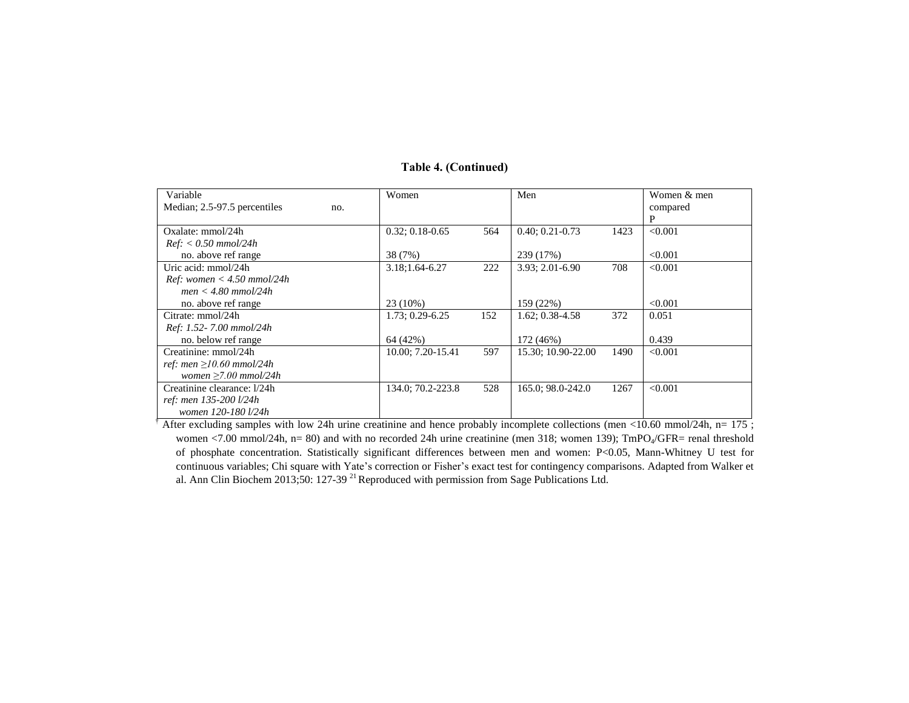**Table 4. (Continued)**

| Variable<br>Median; 2.5-97.5 percentiles | Women | no. | Men | no. | Women & men compared<br>P |
|---|---|---|---|---|---|
| Oxalate: mmol/24h<br>*Ref: < 0.50 mmol/24h* | 0.32; 0.18-0.65 | 564 | 0.40; 0.21-0.73 | 1423 | <0.001 |
| no. above ref range | 38 (7%) | | 239 (17%) | | <0.001 |
| Uric acid: mmol/24h<br>*Ref: women < 4.50 mmol/24h*<br>*men < 4.80 mmol/24h* | 3.18;1.64-6.27 | 222 | 3.93; 2.01-6.90 | 708 | <0.001 |
| no. above ref range | 23 (10%) | | 159 (22%) | | <0.001 |
| Citrate: mmol/24h<br>*Ref: 1.52- 7.00 mmol/24h* | 1.73; 0.29-6.25 | 152 | 1.62; 0.38-4.58 | 372 | 0.051 |
| no. below ref range | 64 (42%) | | 172 (46%) | | 0.439 |
| Creatinine: mmol/24h<br>*ref: men ≥10.60 mmol/24h*<br>*women ≥7.00 mmol/24h* | 10.00; 7.20-15.41 | 597 | 15.30; 10.90-22.00 | 1490 | <0.001 |
| Creatinine clearance: l/24h<br>*ref: men 135-200 l/24h*<br>*women 120-180 l/24h* | 134.0; 70.2-223.8 | 528 | 165.0; 98.0-242.0 | 1267 | <0.001 |

† After excluding samples with low 24h urine creatinine and hence probably incomplete collections (men <10.60 mmol/24h, n= 175 ; women <7.00 mmol/24h, n= 80) and with no recorded 24h urine creatinine (men 318; women 139); $TmPO_4$/GFR= renal threshold of phosphate concentration. Statistically significant differences between men and women: P<0.05, Mann-Whitney U test for continuous variables; Chi square with Yate's correction or Fisher's exact test for contingency comparisons. Adapted from Walker et al. Ann Clin Biochem 2013;50: 127-39 [21] Reproduced with permission from Sage Publications Ltd.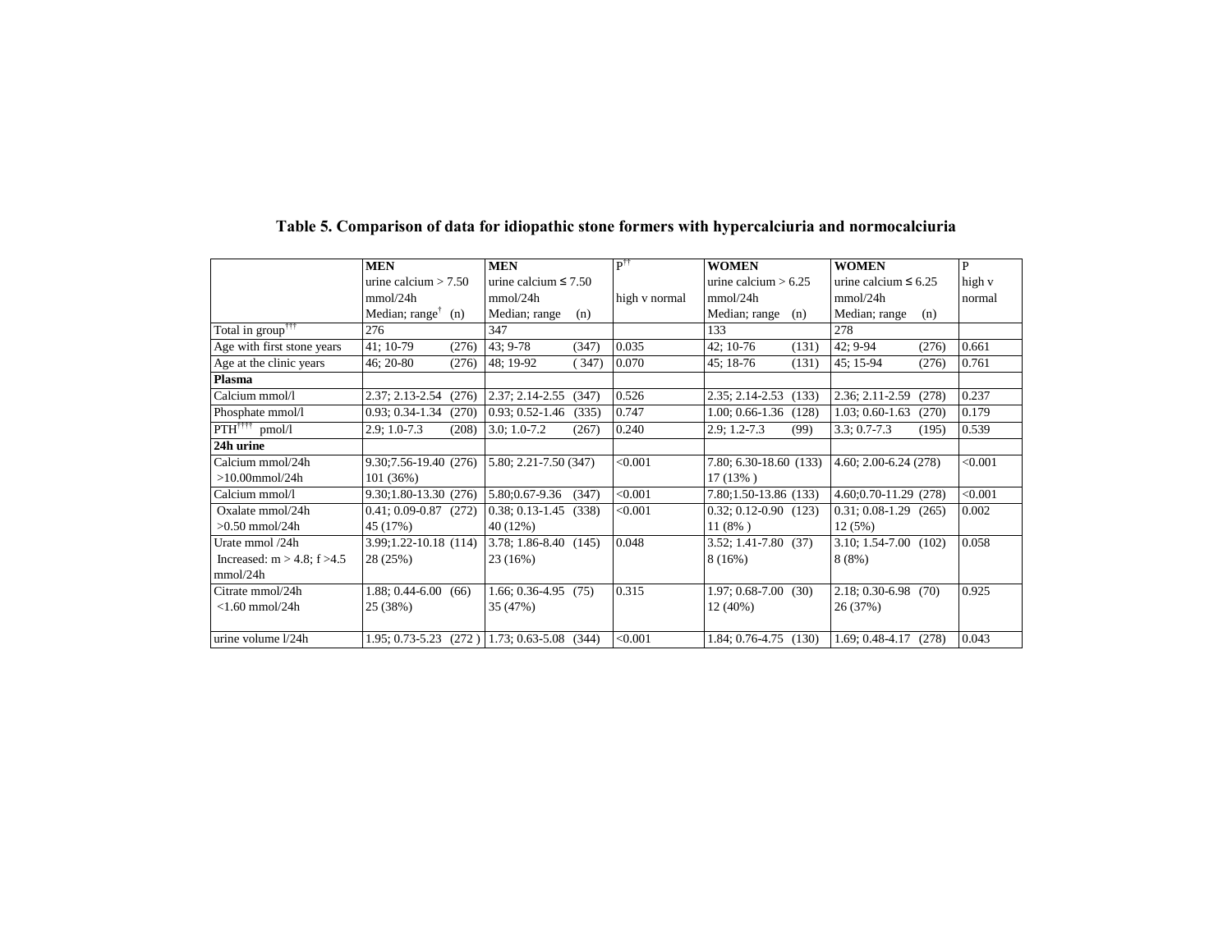# Table 5. Comparison of data for idiopathic stone formers with hypercalciuria and normocalciuria

| | MEN urine calcium > 7.50 mmol/24h Median; range[†] (n) | MEN urine calcium ≤ 7.50 mmol/24h Median; range (n) | P[††] high v normal | WOMEN urine calcium > 6.25 mmol/24h Median; range (n) | WOMEN urine calcium ≤ 6.25 mmol/24h Median; range (n) | P high v normal |
|---|---|---|---|---|---|---|
| Total in group[†††] | 276 | 347 | | 133 | 278 | |
| Age with first stone years | 41; 10-79 (276) | 43; 9-78 (347) | 0.035 | 42; 10-76 (131) | 42; 9-94 (276) | 0.661 |
| Age at the clinic years | 46; 20-80 (276) | 48; 19-92 (347) | 0.070 | 45; 18-76 (131) | 45; 15-94 (276) | 0.761 |
| **Plasma** | | | | | | |
| Calcium mmol/l | 2.37; 2.13-2.54 (276) | 2.37; 2.14-2.55 (347) | 0.526 | 2.35; 2.14-2.53 (133) | 2.36; 2.11-2.59 (278) | 0.237 |
| Phosphate mmol/l | 0.93; 0.34-1.34 (270) | 0.93; 0.52-1.46 (335) | 0.747 | 1.00; 0.66-1.36 (128) | 1.03; 0.60-1.63 (270) | 0.179 |
| PTH[††††] pmol/l | 2.9; 1.0-7.3 (208) | 3.0; 1.0-7.2 (267) | 0.240 | 2.9; 1.2-7.3 (99) | 3.3; 0.7-7.3 (195) | 0.539 |
| **24h urine** | | | | | | |
| Calcium mmol/24h >10.00mmol/24h | 9.30;7.56-19.40 (276) 101 (36%) | 5.80; 2.21-7.50 (347) | <0.001 | 7.80; 6.30-18.60 (133) 17 (13% ) | 4.60; 2.00-6.24 (278) | <0.001 |
| Calcium mmol/l | 9.30;1.80-13.30 (276) | 5.80;0.67-9.36 (347) | <0.001 | 7.80;1.50-13.86 (133) | 4.60;0.70-11.29 (278) | <0.001 |
| Oxalate mmol/24h >0.50 mmol/24h | 0.41; 0.09-0.87 (272) 45 (17%) | 0.38; 0.13-1.45 (338) 40 (12%) | <0.001 | 0.32; 0.12-0.90 (123) 11 (8% ) | 0.31; 0.08-1.29 (265) 12 (5%) | 0.002 |
| Urate mmol /24h Increased: m > 4.8; f >4.5 mmol/24h | 3.99;1.22-10.18 (114) 28 (25%) | 3.78; 1.86-8.40 (145) 23 (16%) | 0.048 | 3.52; 1.41-7.80 (37) 8 (16%) | 3.10; 1.54-7.00 (102) 8 (8%) | 0.058 |
| Citrate mmol/24h <1.60 mmol/24h | 1.88; 0.44-6.00 (66) 25 (38%) | 1.66; 0.36-4.95 (75) 35 (47%) | 0.315 | 1.97; 0.68-7.00 (30) 12 (40%) | 2.18; 0.30-6.98 (70) 26 (37%) | 0.925 |
| urine volume l/24h | 1.95; 0.73-5.23 (272 ) | 1.73; 0.63-5.08 (344) | <0.001 | 1.84; 0.76-4.75 (130) | 1.69; 0.48-4.17 (278) | 0.043 |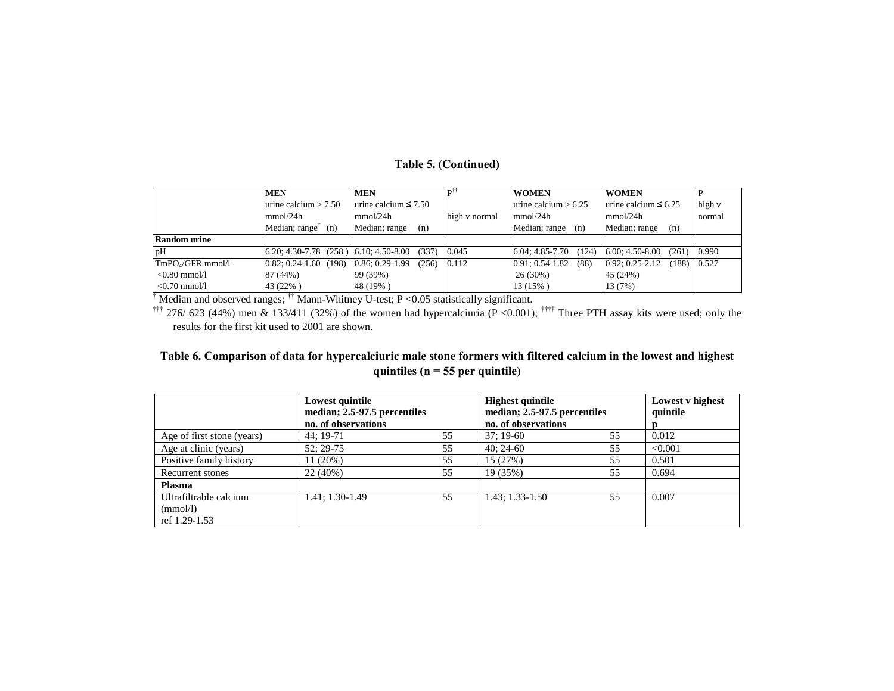**Table 5. (Continued)**

| | MEN urine calcium > 7.50 mmol/24h Median; range[†] (n) | MEN urine calcium ≤ 7.50 mmol/24h Median; range (n) | P[††] high v normal | WOMEN urine calcium > 6.25 mmol/24h Median; range (n) | WOMEN urine calcium ≤ 6.25 mmol/24h Median; range (n) | P high v normal |
|---|---|---|---|---|---|---|
| **Random urine** | | | | | | |
| pH | 6.20; 4.30-7.78 (258) | 6.10; 4.50-8.00 (337) | 0.045 | 6.04; 4.85-7.70 (124) | 6.00; 4.50-8.00 (261) | 0.990 |
| $TmPO_4$/GFR mmol/l | 0.82; 0.24-1.60 (198) | 0.86; 0.29-1.99 (256) | 0.112 | 0.91; 0.54-1.82 (88) | 0.92; 0.25-2.12 (188) | 0.527 |
| <0.80 mmol/l | 87 (44%) | 99 (39%) | | 26 (30%) | 45 (24%) | |
| <0.70 mmol/l | 43 (22%) | 48 (19%) | | 13 (15%) | 13 (7%) | |

[†] Median and observed ranges; [††] Mann-Whitney U-test; P <0.05 statistically significant.

[†††] 276/ 623 (44%) men & 133/411 (32%) of the women had hypercalciuria (P <0.001); [††††] Three PTH assay kits were used; only the results for the first kit used to 2001 are shown.

**Table 6. Comparison of data for hypercalciuric male stone formers with filtered calcium in the lowest and highest quintiles (n = 55 per quintile)**

| | Lowest quintile median; 2.5-97.5 percentiles | no. of observations | Highest quintile median; 2.5-97.5 percentiles | no. of observations | Lowest v highest quintile p |
|---|---|---|---|---|---|
| Age of first stone (years) | 44; 19-71 | 55 | 37; 19-60 | 55 | 0.012 |
| Age at clinic (years) | 52; 29-75 | 55 | 40; 24-60 | 55 | <0.001 |
| Positive family history | 11 (20%) | 55 | 15 (27%) | 55 | 0.501 |
| Recurrent stones | 22 (40%) | 55 | 19 (35%) | 55 | 0.694 |
| **Plasma** | | | | | |
| Ultrafiltrable calcium (mmol/l) ref 1.29-1.53 | 1.41; 1.30-1.49 | 55 | 1.43; 1.33-1.50 | 55 | 0.007 |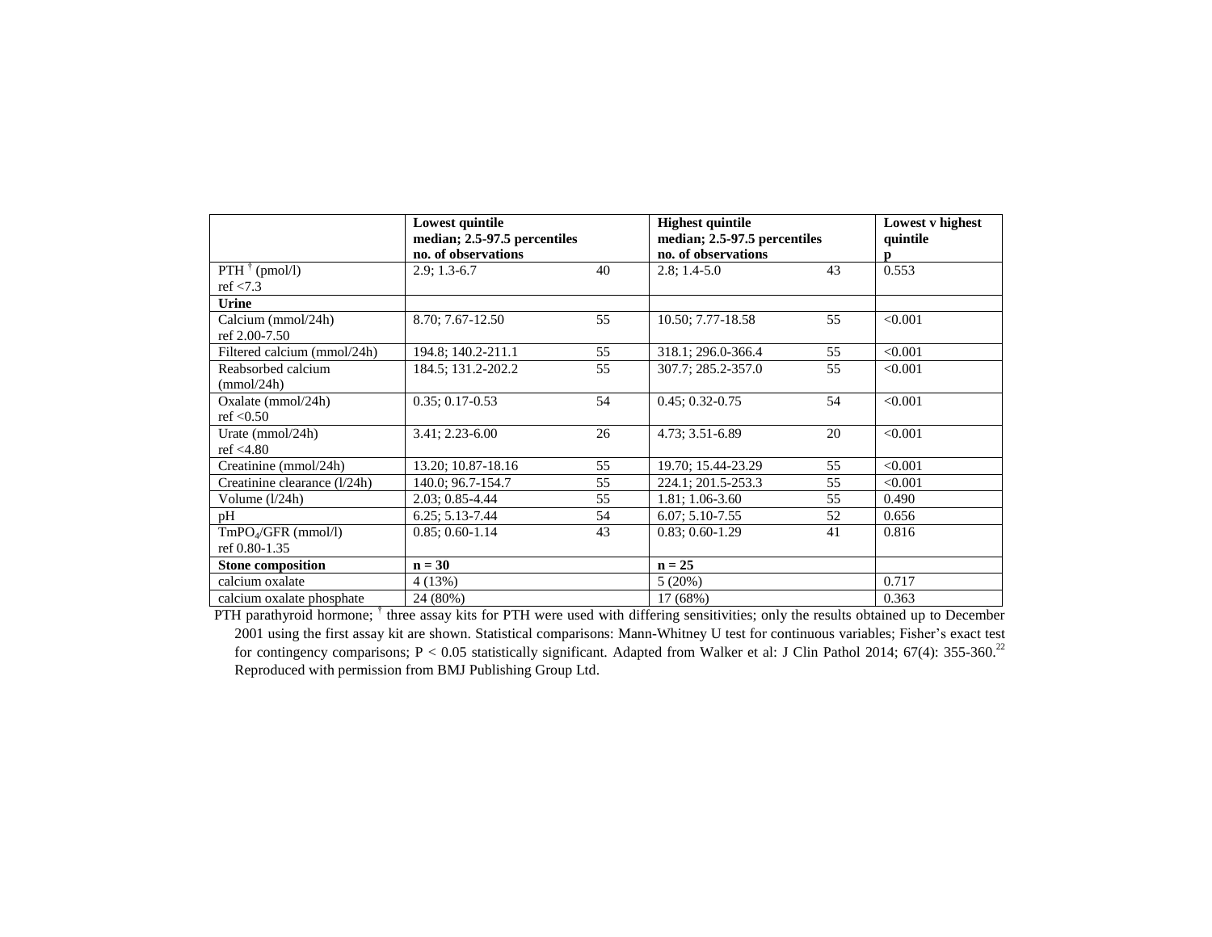| | Lowest quintile median; 2.5-97.5 percentiles no. of observations | | Highest quintile median; 2.5-97.5 percentiles no. of observations | | Lowest v highest quintile p |
|---|---|---|---|---|---|
| PTH † (pmol/l) ref <7.3 | 2.9; 1.3-6.7 | 40 | 2.8; 1.4-5.0 | 43 | 0.553 |
| **Urine** | | | | | |
| Calcium (mmol/24h) ref 2.00-7.50 | 8.70; 7.67-12.50 | 55 | 10.50; 7.77-18.58 | 55 | <0.001 |
| Filtered calcium (mmol/24h) | 194.8; 140.2-211.1 | 55 | 318.1; 296.0-366.4 | 55 | <0.001 |
| Reabsorbed calcium (mmol/24h) | 184.5; 131.2-202.2 | 55 | 307.7; 285.2-357.0 | 55 | <0.001 |
| Oxalate (mmol/24h) ref <0.50 | 0.35; 0.17-0.53 | 54 | 0.45; 0.32-0.75 | 54 | <0.001 |
| Urate (mmol/24h) ref <4.80 | 3.41; 2.23-6.00 | 26 | 4.73; 3.51-6.89 | 20 | <0.001 |
| Creatinine (mmol/24h) | 13.20; 10.87-18.16 | 55 | 19.70; 15.44-23.29 | 55 | <0.001 |
| Creatinine clearance (l/24h) | 140.0; 96.7-154.7 | 55 | 224.1; 201.5-253.3 | 55 | <0.001 |
| Volume (l/24h) | 2.03; 0.85-4.44 | 55 | 1.81; 1.06-3.60 | 55 | 0.490 |
| pH | 6.25; 5.13-7.44 | 54 | 6.07; 5.10-7.55 | 52 | 0.656 |
| $TmPO_4$/GFR (mmol/l) ref 0.80-1.35 | 0.85; 0.60-1.14 | 43 | 0.83; 0.60-1.29 | 41 | 0.816 |
| **Stone composition** | **n = 30** | | **n = 25** | | |
| calcium oxalate | 4 (13%) | | 5 (20%) | | 0.717 |
| calcium oxalate phosphate | 24 (80%) | | 17 (68%) | | 0.363 |

PTH parathyroid hormone; † three assay kits for PTH were used with differing sensitivities; only the results obtained up to December 2001 using the first assay kit are shown. Statistical comparisons: Mann-Whitney U test for continuous variables; Fisher's exact test for contingency comparisons; $P < 0.05$ statistically significant. Adapted from Walker et al: J Clin Pathol 2014; 67(4): 355-360.[22] Reproduced with permission from BMJ Publishing Group Ltd.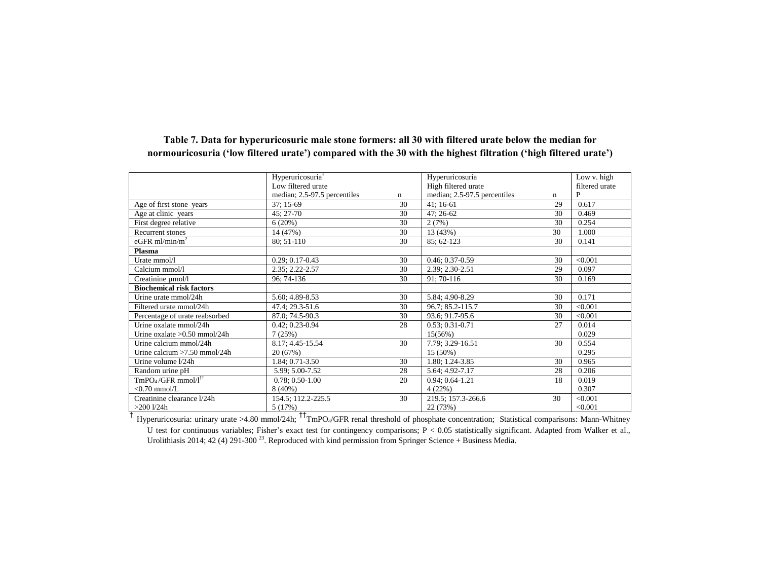**Table 7. Data for hyperuricosuric male stone formers: all 30 with filtered urate below the median for normouricosuria ('low filtered urate') compared with the 30 with the highest filtration ('high filtered urate')**

| | Hyperuricosuria[†] Low filtered urate median; 2.5-97.5 percentiles | n | Hyperuricosuria High filtered urate median; 2.5-97.5 percentiles | n | Low v. high filtered urate P |
|---|---|---|---|---|---|
| Age of first stone years | 37; 15-69 | 30 | 41; 16-61 | 29 | 0.617 |
| Age at clinic years | 45; 27-70 | 30 | 47; 26-62 | 30 | 0.469 |
| First degree relative | 6 (20%) | 30 | 2 (7%) | 30 | 0.254 |
| Recurrent stones | 14 (47%) | 30 | 13 (43%) | 30 | 1.000 |
| eGFR ml/min/$m^2$ | 80; 51-110 | 30 | 85; 62-123 | 30 | 0.141 |
| **Plasma** | | | | | |
| Urate mmol/l | 0.29; 0.17-0.43 | 30 | 0.46; 0.37-0.59 | 30 | <0.001 |
| Calcium mmol/l | 2.35; 2.22-2.57 | 30 | 2.39; 2.30-2.51 | 29 | 0.097 |
| Creatinine µmol/l | 96; 74-136 | 30 | 91; 70-116 | 30 | 0.169 |
| **Biochemical risk factors** | | | | | |
| Urine urate mmol/24h | 5.60; 4.89-8.53 | 30 | 5.84; 4.90-8.29 | 30 | 0.171 |
| Filtered urate mmol/24h | 47.4; 29.3-51.6 | 30 | 96.7; 85.2-115.7 | 30 | <0.001 |
| Percentage of urate reabsorbed | 87.0; 74.5-90.3 | 30 | 93.6; 91.7-95.6 | 30 | <0.001 |
| Urine oxalate mmol/24h | 0.42; 0.23-0.94 | 28 | 0.53; 0.31-0.71 | 27 | 0.014 |
| Urine oxalate >0.50 mmol/24h | 7 (25%) | | 15(56%) | | 0.029 |
| Urine calcium mmol/24h | 8.17; 4.45-15.54 | 30 | 7.79; 3.29-16.51 | 30 | 0.554 |
| Urine calcium >7.50 mmol/24h | 20 (67%) | | 15 (50%) | | 0.295 |
| Urine volume l/24h | 1.84; 0.71-3.50 | 30 | 1.80; 1.24-3.85 | 30 | 0.965 |
| Random urine pH | 5.99; 5.00-7.52 | 28 | 5.64; 4.92-7.17 | 28 | 0.206 |
| $TmPO_4$/GFR mmol/l[††] | 0.78; 0.50-1.00 | 20 | 0.94; 0.64-1.21 | 18 | 0.019 |
| <0.70 mmol/L | 8 (40%) | | 4 (22%) | | 0.307 |
| Creatinine clearance l/24h | 154.5; 112.2-225.5 | 30 | 219.5; 157.3-266.6 | 30 | <0.001 |
| >200 l/24h | 5 (17%) | | 22 (73%) | | <0.001 |

[†] Hyperuricosuria: urinary urate >4.80 mmol/24h; [††]$TmPO_4$/GFR renal threshold of phosphate concentration; Statistical comparisons: Mann-Whitney U test for continuous variables; Fisher's exact test for contingency comparisons; $P < 0.05$ statistically significant. Adapted from Walker et al., Urolithiasis 2014; 42 (4) 291-300 [23]. Reproduced with kind permission from Springer Science + Business Media.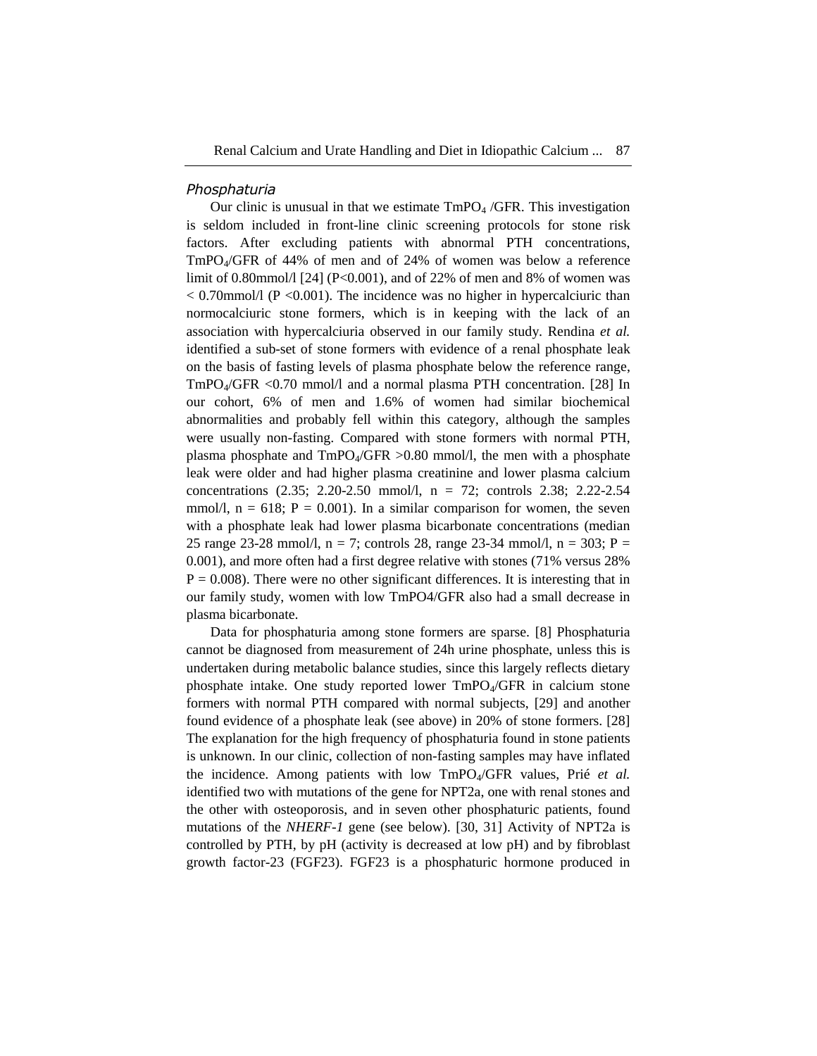### *Phosphaturia*

Our clinic is unusual in that we estimate $TmPO_4$ /GFR. This investigation is seldom included in front-line clinic screening protocols for stone risk factors. After excluding patients with abnormal PTH concentrations, $TmPO_4$/GFR of 44% of men and of 24% of women was below a reference limit of 0.80mmol/l [24] ($P<0.001$), and of 22% of men and 8% of women was < 0.70mmol/l ($P <0.001$). The incidence was no higher in hypercalciuric than normocalciuric stone formers, which is in keeping with the lack of an association with hypercalciuria observed in our family study. Rendina *et al.* identified a sub-set of stone formers with evidence of a renal phosphate leak on the basis of fasting levels of plasma phosphate below the reference range, $TmPO_4$/GFR <0.70 mmol/l and a normal plasma PTH concentration. [28] In our cohort, 6% of men and 1.6% of women had similar biochemical abnormalities and probably fell within this category, although the samples were usually non-fasting. Compared with stone formers with normal PTH, plasma phosphate and $TmPO_4$/GFR >0.80 mmol/l, the men with a phosphate leak were older and had higher plasma creatinine and lower plasma calcium concentrations (2.35; 2.20-2.50 mmol/l, n = 72; controls 2.38; 2.22-2.54 mmol/l, n = 618; $P = 0.001$). In a similar comparison for women, the seven with a phosphate leak had lower plasma bicarbonate concentrations (median 25 range 23-28 mmol/l, n = 7; controls 28, range 23-34 mmol/l, n = 303; $P = 0.001$), and more often had a first degree relative with stones (71% versus 28% $P = 0.008$). There were no other significant differences. It is interesting that in our family study, women with low TmPO4/GFR also had a small decrease in plasma bicarbonate.

Data for phosphaturia among stone formers are sparse. [8] Phosphaturia cannot be diagnosed from measurement of 24h urine phosphate, unless this is undertaken during metabolic balance studies, since this largely reflects dietary phosphate intake. One study reported lower $TmPO_4$/GFR in calcium stone formers with normal PTH compared with normal subjects, [29] and another found evidence of a phosphate leak (see above) in 20% of stone formers. [28] The explanation for the high frequency of phosphaturia found in stone patients is unknown. In our clinic, collection of non-fasting samples may have inflated the incidence. Among patients with low $TmPO_4$/GFR values, Prié *et al.* identified two with mutations of the gene for NPT2a, one with renal stones and the other with osteoporosis, and in seven other phosphaturic patients, found mutations of the *NHERF-1* gene (see below). [30, 31] Activity of NPT2a is controlled by PTH, by pH (activity is decreased at low pH) and by fibroblast growth factor-23 (FGF23). FGF23 is a phosphaturic hormone produced in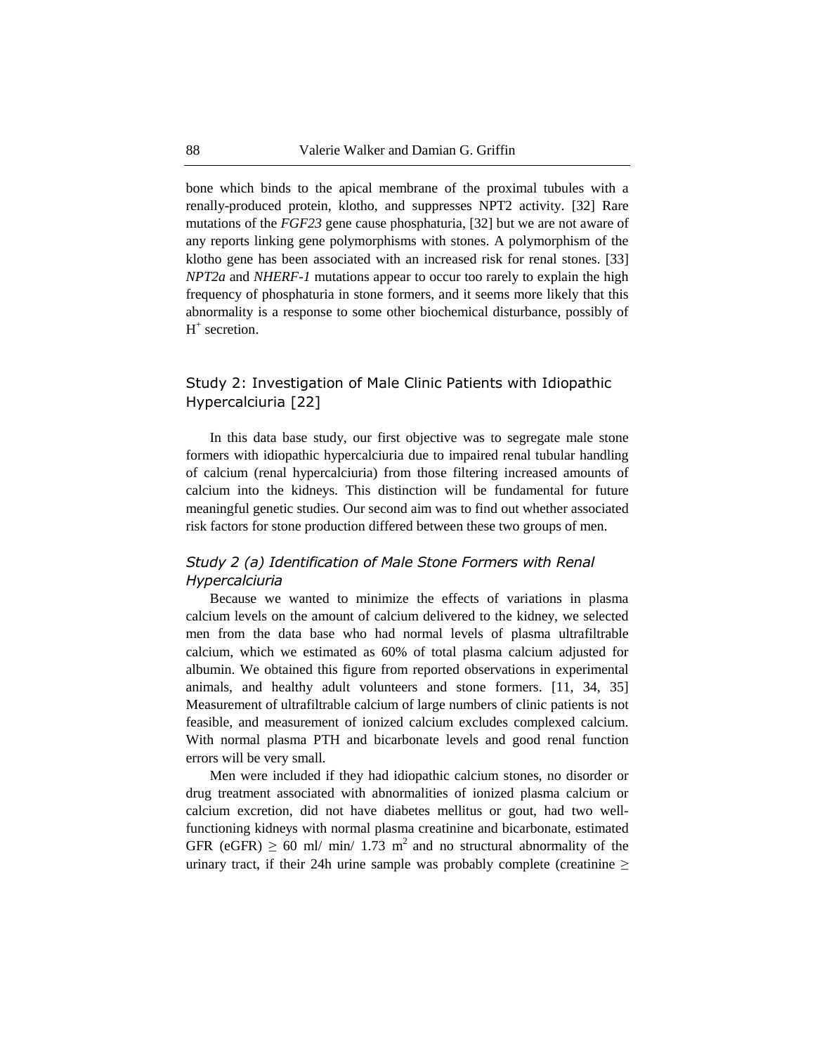bone which binds to the apical membrane of the proximal tubules with a renally-produced protein, klotho, and suppresses NPT2 activity. [32] Rare mutations of the *FGF23* gene cause phosphaturia, [32] but we are not aware of any reports linking gene polymorphisms with stones. A polymorphism of the klotho gene has been associated with an increased risk for renal stones. [33] *NPT2a* and *NHERF-1* mutations appear to occur too rarely to explain the high frequency of phosphaturia in stone formers, and it seems more likely that this abnormality is a response to some other biochemical disturbance, possibly of $H^+$ secretion.

## Study 2: Investigation of Male Clinic Patients with Idiopathic Hypercalciuria [22]

In this data base study, our first objective was to segregate male stone formers with idiopathic hypercalciuria due to impaired renal tubular handling of calcium (renal hypercalciuria) from those filtering increased amounts of calcium into the kidneys. This distinction will be fundamental for future meaningful genetic studies. Our second aim was to find out whether associated risk factors for stone production differed between these two groups of men.

### *Study 2 (a) Identification of Male Stone Formers with Renal Hypercalciuria*

Because we wanted to minimize the effects of variations in plasma calcium levels on the amount of calcium delivered to the kidney, we selected men from the data base who had normal levels of plasma ultrafiltrable calcium, which we estimated as 60% of total plasma calcium adjusted for albumin. We obtained this figure from reported observations in experimental animals, and healthy adult volunteers and stone formers. [11, 34, 35] Measurement of ultrafiltrable calcium of large numbers of clinic patients is not feasible, and measurement of ionized calcium excludes complexed calcium. With normal plasma PTH and bicarbonate levels and good renal function errors will be very small.

Men were included if they had idiopathic calcium stones, no disorder or drug treatment associated with abnormalities of ionized plasma calcium or calcium excretion, did not have diabetes mellitus or gout, had two well-functioning kidneys with normal plasma creatinine and bicarbonate, estimated GFR (eGFR) $\geq$ 60 ml/ min/ 1.73 $m^2$ and no structural abnormality of the urinary tract, if their 24h urine sample was probably complete (creatinine $\geq$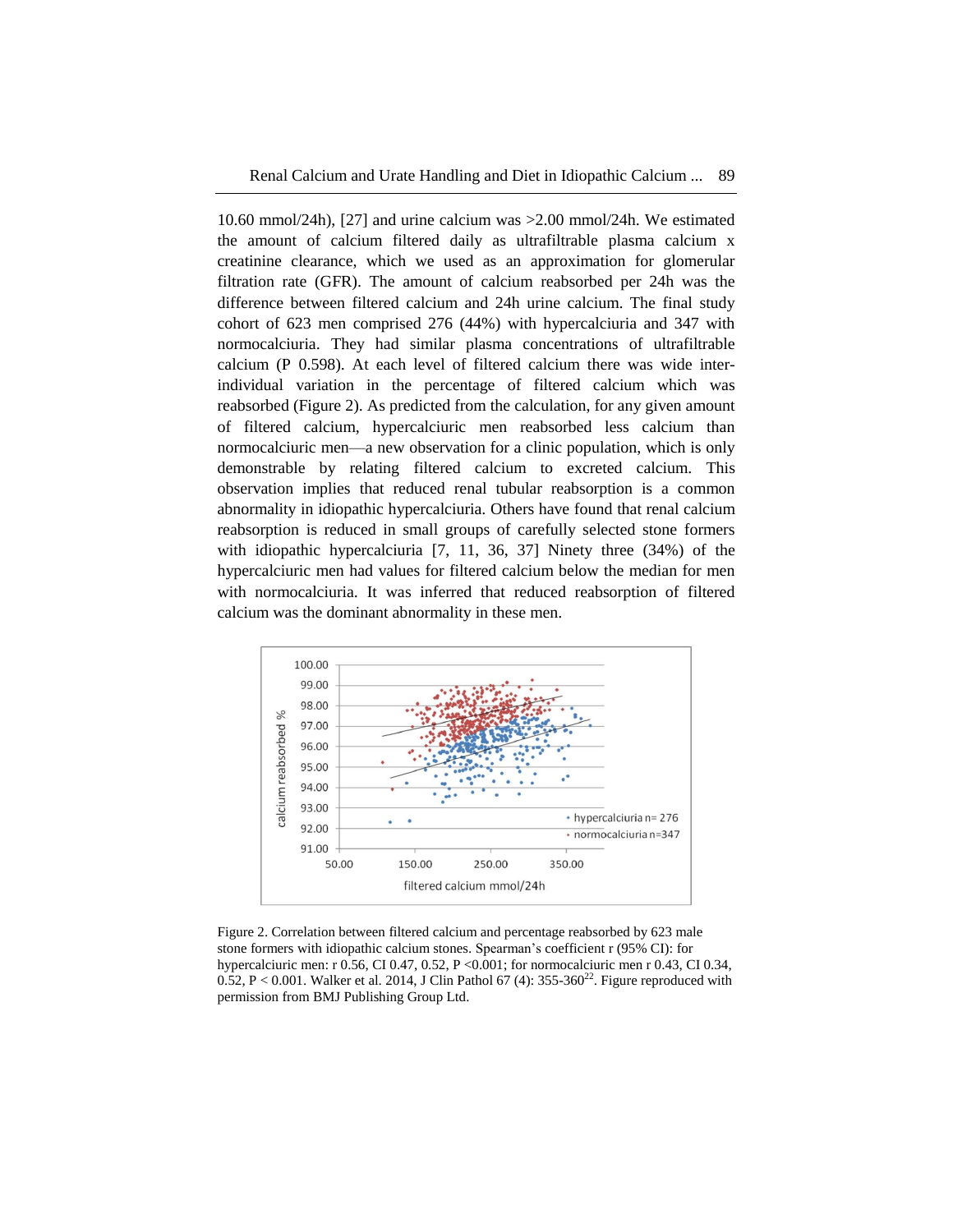10.60 mmol/24h), [27] and urine calcium was >2.00 mmol/24h. We estimated the amount of calcium filtered daily as ultrafiltrable plasma calcium x creatinine clearance, which we used as an approximation for glomerular filtration rate (GFR). The amount of calcium reabsorbed per 24h was the difference between filtered calcium and 24h urine calcium. The final study cohort of 623 men comprised 276 (44%) with hypercalciuria and 347 with normocalciuria. They had similar plasma concentrations of ultrafiltrable calcium (P 0.598). At each level of filtered calcium there was wide inter-individual variation in the percentage of filtered calcium which was reabsorbed (Figure 2). As predicted from the calculation, for any given amount of filtered calcium, hypercalciuric men reabsorbed less calcium than normocalciuric men—a new observation for a clinic population, which is only demonstrable by relating filtered calcium to excreted calcium. This observation implies that reduced renal tubular reabsorption is a common abnormality in idiopathic hypercalciuria. Others have found that renal calcium reabsorption is reduced in small groups of carefully selected stone formers with idiopathic hypercalciuria [7, 11, 36, 37] Ninety three (34%) of the hypercalciuric men had values for filtered calcium below the median for men with normocalciuria. It was inferred that reduced reabsorption of filtered calcium was the dominant abnormality in these men.

Figure 2. Correlation between filtered calcium and percentage reabsorbed by 623 male stone formers with idiopathic calcium stones. Spearman's coefficient r (95% CI): for hypercalciuric men: r 0.56, CI 0.47, 0.52, P <0.001; for normocalciuric men r 0.43, CI 0.34, 0.52, P < 0.001. Walker et al. 2014, J Clin Pathol 67 (4): 355-360[22]. Figure reproduced with permission from BMJ Publishing Group Ltd.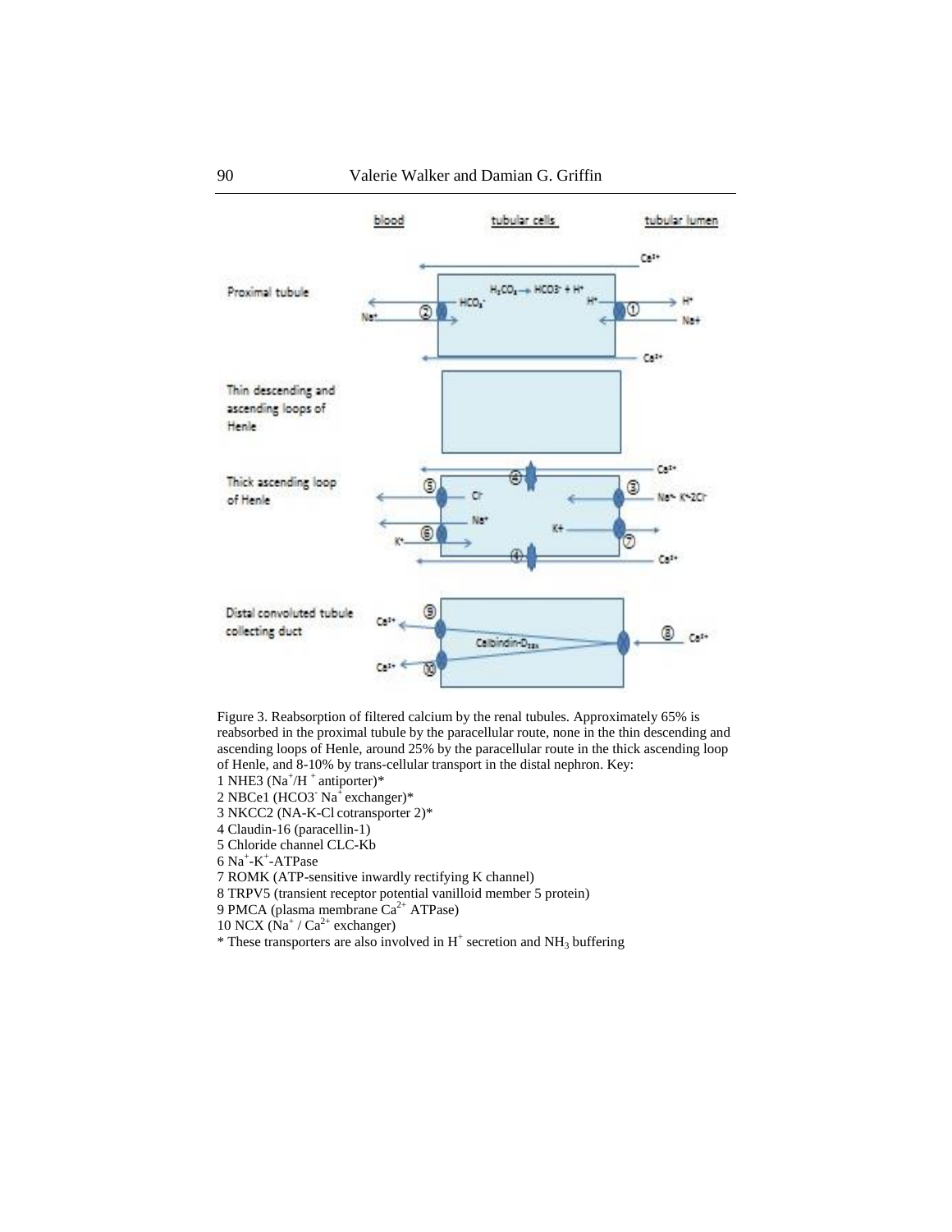Figure 3. Reabsorption of filtered calcium by the renal tubules. Approximately 65% is reabsorbed in the proximal tubule by the paracellular route, none in the thin descending and ascending loops of Henle, around 25% by the paracellular route in the thick ascending loop of Henle, and 8-10% by trans-cellular transport in the distal nephron. Key:

1 NHE3 ($Na^+/H^+$ antiporter)*
2 NBCe1 ($HCO3^-$ $Na^+$ exchanger)*
3 NKCC2 (NA-K-Cl cotransporter 2)*
4 Claudin-16 (paracellin-1)
5 Chloride channel CLC-Kb
6 $Na^+$-$K^+$-ATPase
7 ROMK (ATP-sensitive inwardly rectifying K channel)
8 TRPV5 (transient receptor potential vanilloid member 5 protein)
9 PMCA (plasma membrane $Ca^{2+}$ ATPase)
10 NCX ($Na^+$ / $Ca^{2+}$ exchanger)
* These transporters are also involved in $H^+$ secretion and $NH_3$ buffering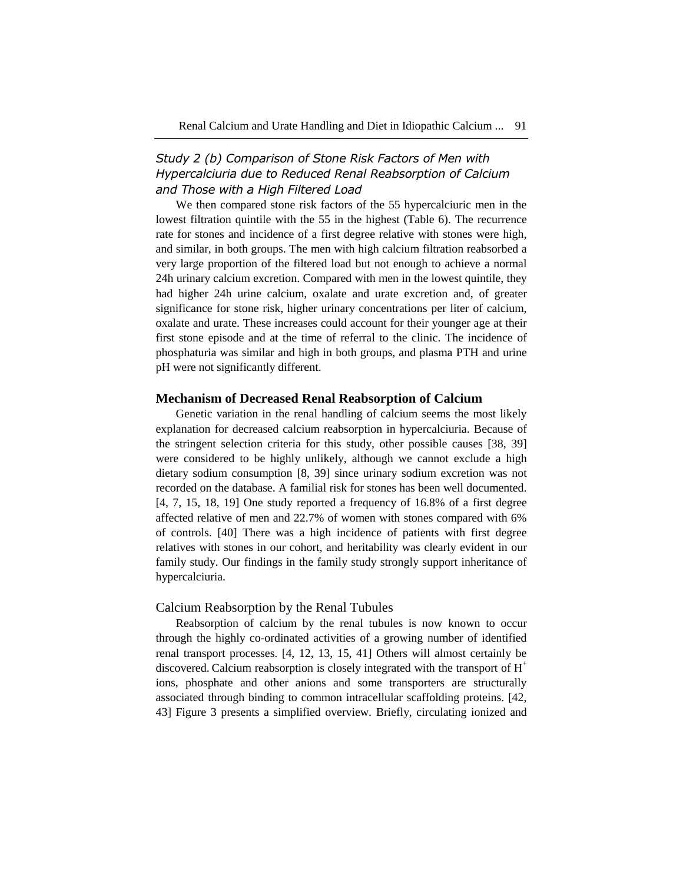### *Study 2 (b) Comparison of Stone Risk Factors of Men with Hypercalciuria due to Reduced Renal Reabsorption of Calcium and Those with a High Filtered Load*

We then compared stone risk factors of the 55 hypercalciuric men in the lowest filtration quintile with the 55 in the highest (Table 6). The recurrence rate for stones and incidence of a first degree relative with stones were high, and similar, in both groups. The men with high calcium filtration reabsorbed a very large proportion of the filtered load but not enough to achieve a normal 24h urinary calcium excretion. Compared with men in the lowest quintile, they had higher 24h urine calcium, oxalate and urate excretion and, of greater significance for stone risk, higher urinary concentrations per liter of calcium, oxalate and urate. These increases could account for their younger age at their first stone episode and at the time of referral to the clinic. The incidence of phosphaturia was similar and high in both groups, and plasma PTH and urine pH were not significantly different.

## **Mechanism of Decreased Renal Reabsorption of Calcium**

Genetic variation in the renal handling of calcium seems the most likely explanation for decreased calcium reabsorption in hypercalciuria. Because of the stringent selection criteria for this study, other possible causes [38, 39] were considered to be highly unlikely, although we cannot exclude a high dietary sodium consumption [8, 39] since urinary sodium excretion was not recorded on the database. A familial risk for stones has been well documented. [4, 7, 15, 18, 19] One study reported a frequency of 16.8% of a first degree affected relative of men and 22.7% of women with stones compared with 6% of controls. [40] There was a high incidence of patients with first degree relatives with stones in our cohort, and heritability was clearly evident in our family study. Our findings in the family study strongly support inheritance of hypercalciuria.

### Calcium Reabsorption by the Renal Tubules

Reabsorption of calcium by the renal tubules is now known to occur through the highly co-ordinated activities of a growing number of identified renal transport processes. [4, 12, 13, 15, 41] Others will almost certainly be discovered. Calcium reabsorption is closely integrated with the transport of $H^+$ ions, phosphate and other anions and some transporters are structurally associated through binding to common intracellular scaffolding proteins. [42, 43] Figure 3 presents a simplified overview. Briefly, circulating ionized and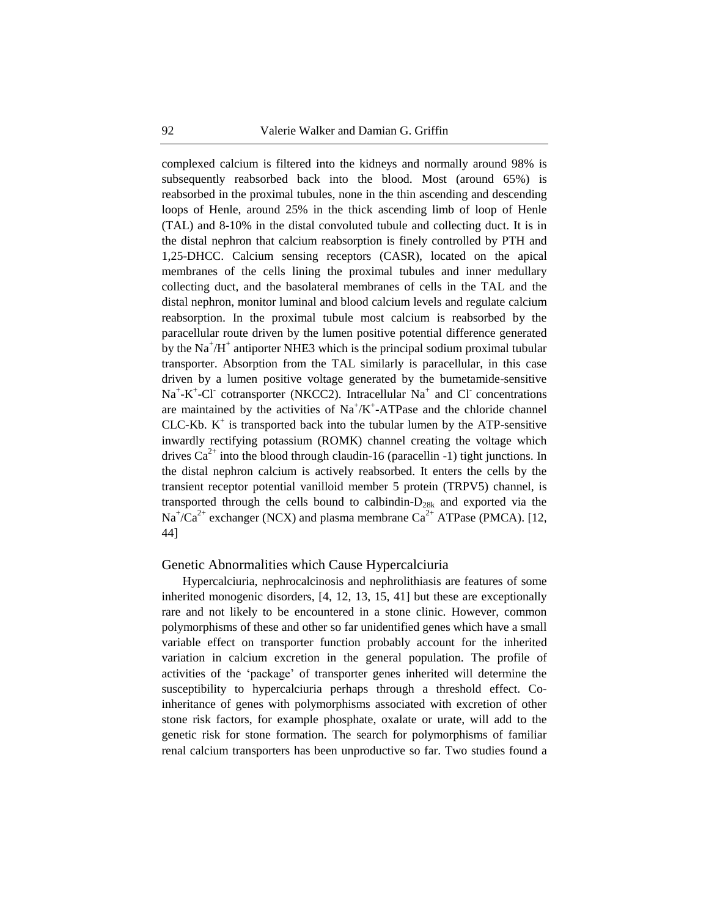complexed calcium is filtered into the kidneys and normally around 98% is subsequently reabsorbed back into the blood. Most (around 65%) is reabsorbed in the proximal tubules, none in the thin ascending and descending loops of Henle, around 25% in the thick ascending limb of loop of Henle (TAL) and 8-10% in the distal convoluted tubule and collecting duct. It is in the distal nephron that calcium reabsorption is finely controlled by PTH and 1,25-DHCC. Calcium sensing receptors (CASR), located on the apical membranes of the cells lining the proximal tubules and inner medullary collecting duct, and the basolateral membranes of cells in the TAL and the distal nephron, monitor luminal and blood calcium levels and regulate calcium reabsorption. In the proximal tubule most calcium is reabsorbed by the paracellular route driven by the lumen positive potential difference generated by the $Na^+/H^+$ antiporter NHE3 which is the principal sodium proximal tubular transporter. Absorption from the TAL similarly is paracellular, in this case driven by a lumen positive voltage generated by the bumetamide-sensitive $Na^+$-$K^+$-$Cl^-$ cotransporter (NKCC2). Intracellular $Na^+$ and $Cl^-$ concentrations are maintained by the activities of $Na^+/K^+$-ATPase and the chloride channel CLC-Kb. $K^+$ is transported back into the tubular lumen by the ATP-sensitive inwardly rectifying potassium (ROMK) channel creating the voltage which drives $Ca^{2+}$ into the blood through claudin-16 (paracellin -1) tight junctions. In the distal nephron calcium is actively reabsorbed. It enters the cells by the transient receptor potential vanilloid member 5 protein (TRPV5) channel, is transported through the cells bound to calbindin-$D_{28k}$ and exported via the $Na^+/Ca^{2+}$ exchanger (NCX) and plasma membrane $Ca^{2+}$ ATPase (PMCA). [12, 44]

## Genetic Abnormalities which Cause Hypercalciuria

Hypercalciuria, nephrocalcinosis and nephrolithiasis are features of some inherited monogenic disorders, [4, 12, 13, 15, 41] but these are exceptionally rare and not likely to be encountered in a stone clinic. However, common polymorphisms of these and other so far unidentified genes which have a small variable effect on transporter function probably account for the inherited variation in calcium excretion in the general population. The profile of activities of the 'package' of transporter genes inherited will determine the susceptibility to hypercalciuria perhaps through a threshold effect. Co-inheritance of genes with polymorphisms associated with excretion of other stone risk factors, for example phosphate, oxalate or urate, will add to the genetic risk for stone formation. The search for polymorphisms of familiar renal calcium transporters has been unproductive so far. Two studies found a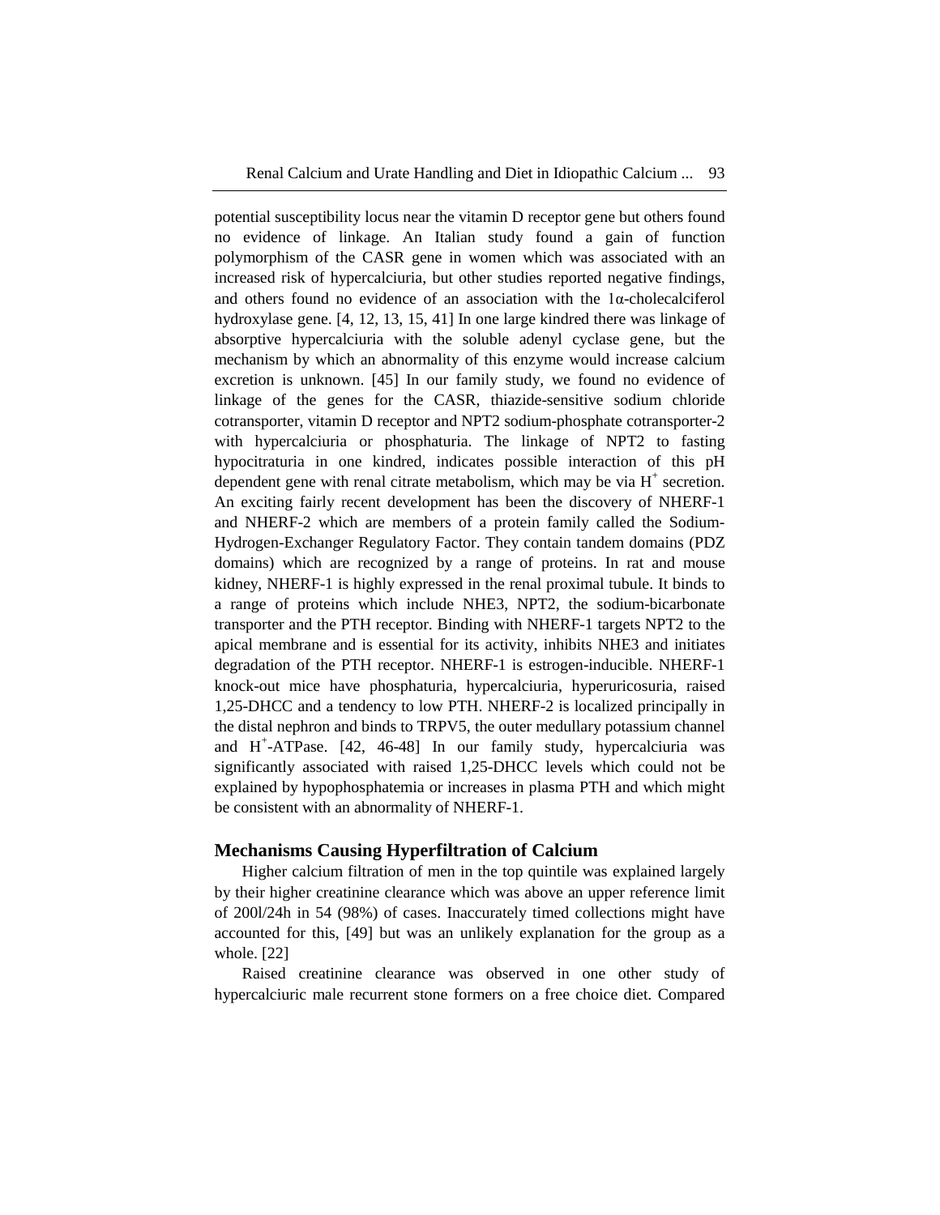potential susceptibility locus near the vitamin D receptor gene but others found no evidence of linkage. An Italian study found a gain of function polymorphism of the CASR gene in women which was associated with an increased risk of hypercalciuria, but other studies reported negative findings, and others found no evidence of an association with the 1α-cholecalciferol hydroxylase gene. [4, 12, 13, 15, 41] In one large kindred there was linkage of absorptive hypercalciuria with the soluble adenyl cyclase gene, but the mechanism by which an abnormality of this enzyme would increase calcium excretion is unknown. [45] In our family study, we found no evidence of linkage of the genes for the CASR, thiazide-sensitive sodium chloride cotransporter, vitamin D receptor and NPT2 sodium-phosphate cotransporter-2 with hypercalciuria or phosphaturia. The linkage of NPT2 to fasting hypocitraturia in one kindred, indicates possible interaction of this pH dependent gene with renal citrate metabolism, which may be via $H^+$ secretion. An exciting fairly recent development has been the discovery of NHERF-1 and NHERF-2 which are members of a protein family called the Sodium-Hydrogen-Exchanger Regulatory Factor. They contain tandem domains (PDZ domains) which are recognized by a range of proteins. In rat and mouse kidney, NHERF-1 is highly expressed in the renal proximal tubule. It binds to a range of proteins which include NHE3, NPT2, the sodium-bicarbonate transporter and the PTH receptor. Binding with NHERF-1 targets NPT2 to the apical membrane and is essential for its activity, inhibits NHE3 and initiates degradation of the PTH receptor. NHERF-1 is estrogen-inducible. NHERF-1 knock-out mice have phosphaturia, hypercalciuria, hyperuricosuria, raised 1,25-DHCC and a tendency to low PTH. NHERF-2 is localized principally in the distal nephron and binds to TRPV5, the outer medullary potassium channel and $H^+$-ATPase. [42, 46-48] In our family study, hypercalciuria was significantly associated with raised 1,25-DHCC levels which could not be explained by hypophosphatemia or increases in plasma PTH and which might be consistent with an abnormality of NHERF-1.

## Mechanisms Causing Hyperfiltration of Calcium

Higher calcium filtration of men in the top quintile was explained largely by their higher creatinine clearance which was above an upper reference limit of 200l/24h in 54 (98%) of cases. Inaccurately timed collections might have accounted for this, [49] but was an unlikely explanation for the group as a whole. [22]

Raised creatinine clearance was observed in one other study of hypercalciuric male recurrent stone formers on a free choice diet. Compared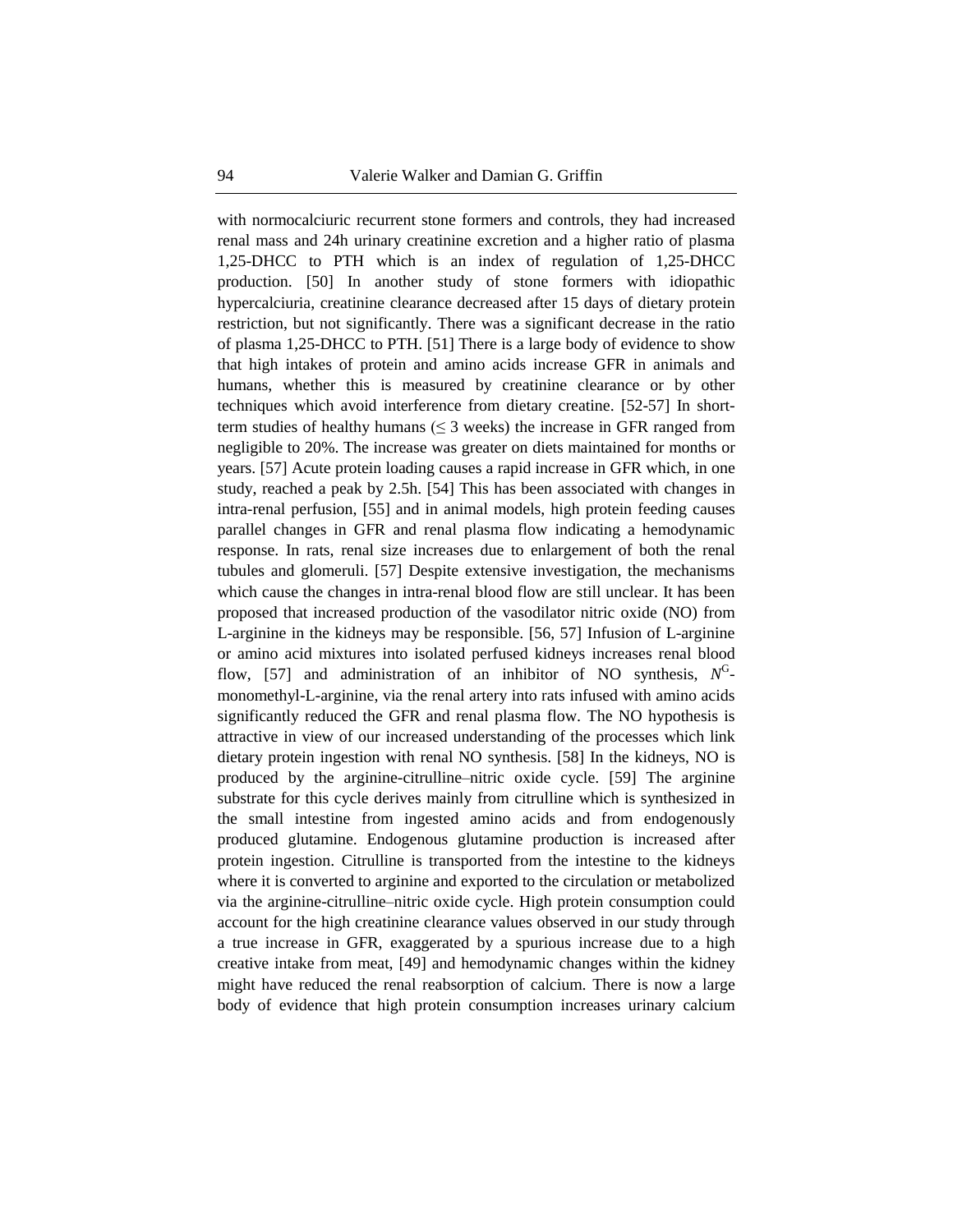with normocalciuric recurrent stone formers and controls, they had increased renal mass and 24h urinary creatinine excretion and a higher ratio of plasma 1,25-DHCC to PTH which is an index of regulation of 1,25-DHCC production. [50] In another study of stone formers with idiopathic hypercalciuria, creatinine clearance decreased after 15 days of dietary protein restriction, but not significantly. There was a significant decrease in the ratio of plasma 1,25-DHCC to PTH. [51] There is a large body of evidence to show that high intakes of protein and amino acids increase GFR in animals and humans, whether this is measured by creatinine clearance or by other techniques which avoid interference from dietary creatine. [52-57] In short-term studies of healthy humans ($\leq$ 3 weeks) the increase in GFR ranged from negligible to 20%. The increase was greater on diets maintained for months or years. [57] Acute protein loading causes a rapid increase in GFR which, in one study, reached a peak by 2.5h. [54] This has been associated with changes in intra-renal perfusion, [55] and in animal models, high protein feeding causes parallel changes in GFR and renal plasma flow indicating a hemodynamic response. In rats, renal size increases due to enlargement of both the renal tubules and glomeruli. [57] Despite extensive investigation, the mechanisms which cause the changes in intra-renal blood flow are still unclear. It has been proposed that increased production of the vasodilator nitric oxide (NO) from L-arginine in the kidneys may be responsible. [56, 57] Infusion of L-arginine or amino acid mixtures into isolated perfused kidneys increases renal blood flow, [57] and administration of an inhibitor of NO synthesis, $N^{G}$-monomethyl-L-arginine, via the renal artery into rats infused with amino acids significantly reduced the GFR and renal plasma flow. The NO hypothesis is attractive in view of our increased understanding of the processes which link dietary protein ingestion with renal NO synthesis. [58] In the kidneys, NO is produced by the arginine-citrulline–nitric oxide cycle. [59] The arginine substrate for this cycle derives mainly from citrulline which is synthesized in the small intestine from ingested amino acids and from endogenously produced glutamine. Endogenous glutamine production is increased after protein ingestion. Citrulline is transported from the intestine to the kidneys where it is converted to arginine and exported to the circulation or metabolized via the arginine-citrulline–nitric oxide cycle. High protein consumption could account for the high creatinine clearance values observed in our study through a true increase in GFR, exaggerated by a spurious increase due to a high creative intake from meat, [49] and hemodynamic changes within the kidney might have reduced the renal reabsorption of calcium. There is now a large body of evidence that high protein consumption increases urinary calcium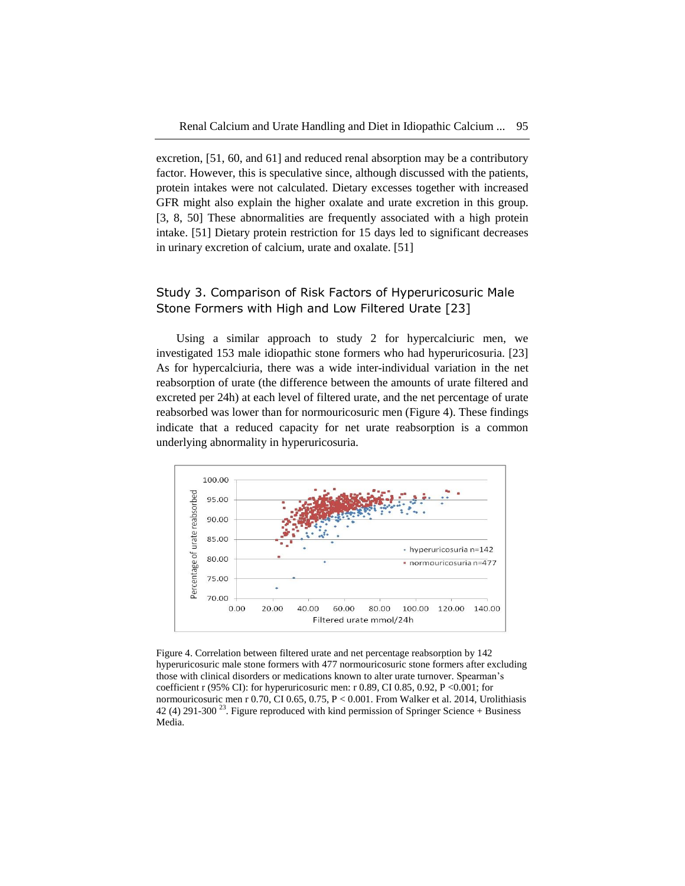excretion, [51, 60, and 61] and reduced renal absorption may be a contributory factor. However, this is speculative since, although discussed with the patients, protein intakes were not calculated. Dietary excesses together with increased GFR might also explain the higher oxalate and urate excretion in this group. [3, 8, 50] These abnormalities are frequently associated with a high protein intake. [51] Dietary protein restriction for 15 days led to significant decreases in urinary excretion of calcium, urate and oxalate. [51]

## Study 3. Comparison of Risk Factors of Hyperuricosuric Male Stone Formers with High and Low Filtered Urate [23]

Using a similar approach to study 2 for hypercalciuric men, we investigated 153 male idiopathic stone formers who had hyperuricosuria. [23] As for hypercalciuria, there was a wide inter-individual variation in the net reabsorption of urate (the difference between the amounts of urate filtered and excreted per 24h) at each level of filtered urate, and the net percentage of urate reabsorbed was lower than for normouricosuric men (Figure 4). These findings indicate that a reduced capacity for net urate reabsorption is a common underlying abnormality in hyperuricosuria.

Figure 4. Correlation between filtered urate and net percentage reabsorption by 142 hyperuricosuric male stone formers with 477 normouricosuric stone formers after excluding those with clinical disorders or medications known to alter urate turnover. Spearman's coefficient r (95% CI): for hyperuricosuric men: r 0.89, CI 0.85, 0.92, $P < 0.001$; for normouricosuric men r 0.70, CI 0.65, 0.75, $P < 0.001$. From Walker et al. 2014, Urolithiasis 42 (4) 291-300 [23]. Figure reproduced with kind permission of Springer Science + Business Media.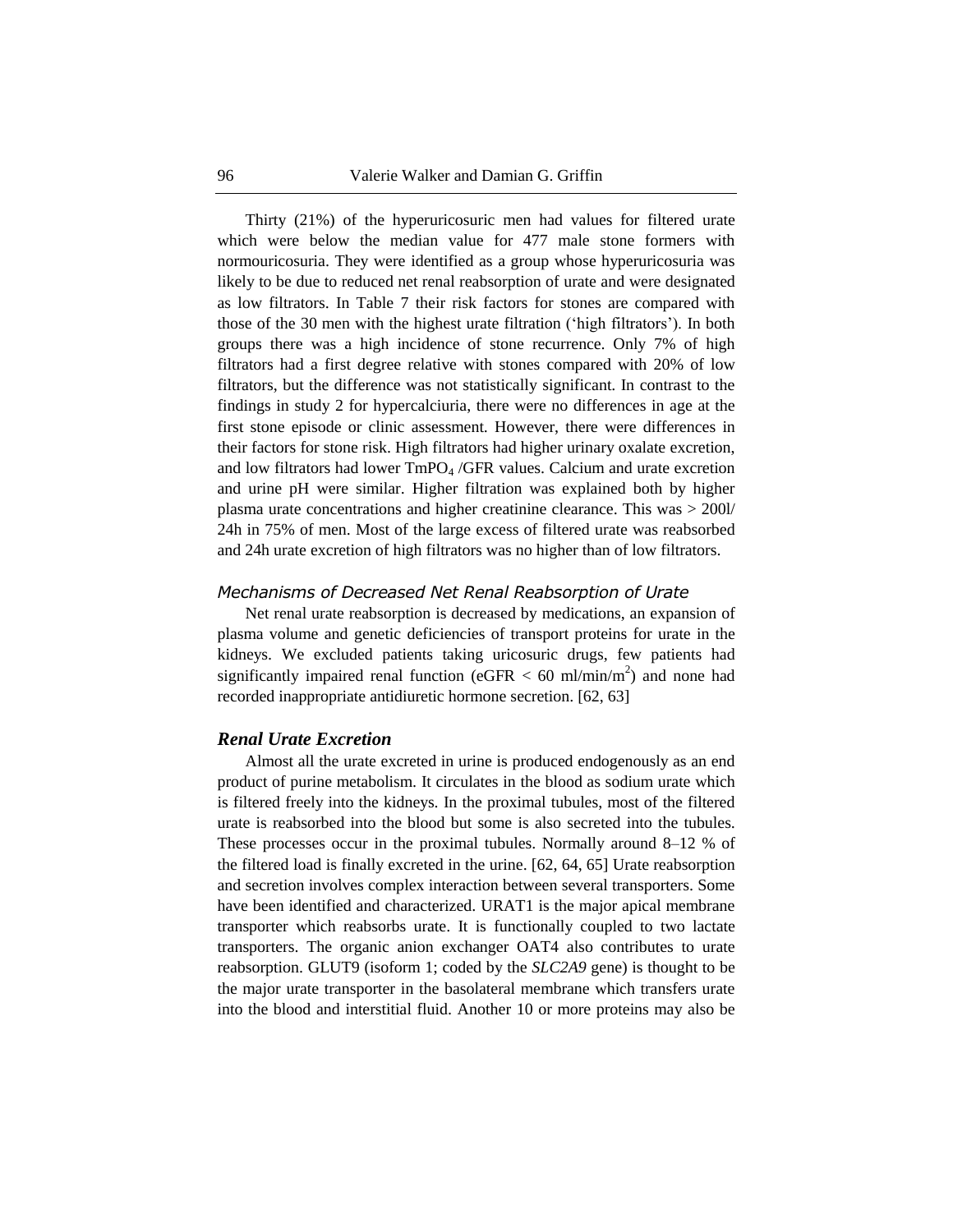Thirty (21%) of the hyperuricosuric men had values for filtered urate which were below the median value for 477 male stone formers with normouricosuria. They were identified as a group whose hyperuricosuria was likely to be due to reduced net renal reabsorption of urate and were designated as low filtrators. In Table 7 their risk factors for stones are compared with those of the 30 men with the highest urate filtration ('high filtrators'). In both groups there was a high incidence of stone recurrence. Only 7% of high filtrators had a first degree relative with stones compared with 20% of low filtrators, but the difference was not statistically significant. In contrast to the findings in study 2 for hypercalciuria, there were no differences in age at the first stone episode or clinic assessment. However, there were differences in their factors for stone risk. High filtrators had higher urinary oxalate excretion, and low filtrators had lower $TmPO_4$ /GFR values. Calcium and urate excretion and urine pH were similar. Higher filtration was explained both by higher plasma urate concentrations and higher creatinine clearance. This was > 200l/ 24h in 75% of men. Most of the large excess of filtered urate was reabsorbed and 24h urate excretion of high filtrators was no higher than of low filtrators.

### *Mechanisms of Decreased Net Renal Reabsorption of Urate*

Net renal urate reabsorption is decreased by medications, an expansion of plasma volume and genetic deficiencies of transport proteins for urate in the kidneys. We excluded patients taking uricosuric drugs, few patients had significantly impaired renal function (eGFR < 60 ml/min/$m^2$) and none had recorded inappropriate antidiuretic hormone secretion. [62, 63]

### *Renal Urate Excretion*

Almost all the urate excreted in urine is produced endogenously as an end product of purine metabolism. It circulates in the blood as sodium urate which is filtered freely into the kidneys. In the proximal tubules, most of the filtered urate is reabsorbed into the blood but some is also secreted into the tubules. These processes occur in the proximal tubules. Normally around 8–12 % of the filtered load is finally excreted in the urine. [62, 64, 65] Urate reabsorption and secretion involves complex interaction between several transporters. Some have been identified and characterized. URAT1 is the major apical membrane transporter which reabsorbs urate. It is functionally coupled to two lactate transporters. The organic anion exchanger OAT4 also contributes to urate reabsorption. GLUT9 (isoform 1; coded by the *SLC2A9* gene) is thought to be the major urate transporter in the basolateral membrane which transfers urate into the blood and interstitial fluid. Another 10 or more proteins may also be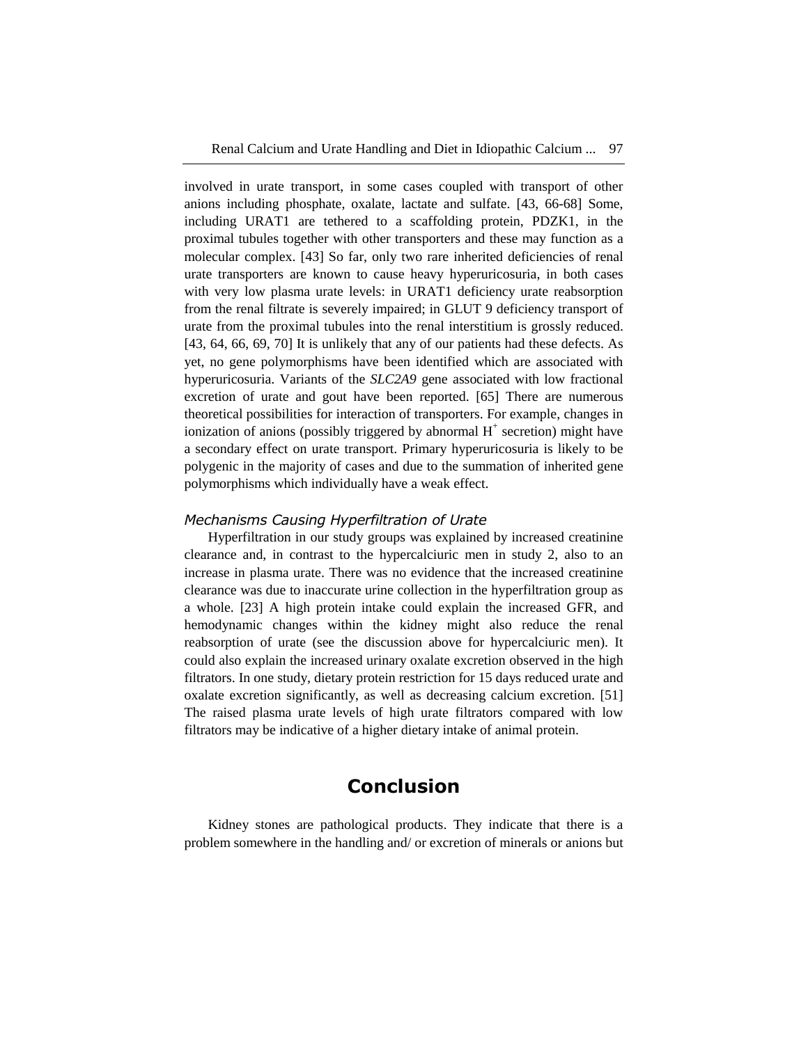involved in urate transport, in some cases coupled with transport of other anions including phosphate, oxalate, lactate and sulfate. [43, 66-68] Some, including URAT1 are tethered to a scaffolding protein, PDZK1, in the proximal tubules together with other transporters and these may function as a molecular complex. [43] So far, only two rare inherited deficiencies of renal urate transporters are known to cause heavy hyperuricosuria, in both cases with very low plasma urate levels: in URAT1 deficiency urate reabsorption from the renal filtrate is severely impaired; in GLUT 9 deficiency transport of urate from the proximal tubules into the renal interstitium is grossly reduced. [43, 64, 66, 69, 70] It is unlikely that any of our patients had these defects. As yet, no gene polymorphisms have been identified which are associated with hyperuricosuria. Variants of the *SLC2A9* gene associated with low fractional excretion of urate and gout have been reported. [65] There are numerous theoretical possibilities for interaction of transporters. For example, changes in ionization of anions (possibly triggered by abnormal $H^+$ secretion) might have a secondary effect on urate transport. Primary hyperuricosuria is likely to be polygenic in the majority of cases and due to the summation of inherited gene polymorphisms which individually have a weak effect.

### *Mechanisms Causing Hyperfiltration of Urate*

Hyperfiltration in our study groups was explained by increased creatinine clearance and, in contrast to the hypercalciuric men in study 2, also to an increase in plasma urate. There was no evidence that the increased creatinine clearance was due to inaccurate urine collection in the hyperfiltration group as a whole. [23] A high protein intake could explain the increased GFR, and hemodynamic changes within the kidney might also reduce the renal reabsorption of urate (see the discussion above for hypercalciuric men). It could also explain the increased urinary oxalate excretion observed in the high filtrators. In one study, dietary protein restriction for 15 days reduced urate and oxalate excretion significantly, as well as decreasing calcium excretion. [51] The raised plasma urate levels of high urate filtrators compared with low filtrators may be indicative of a higher dietary intake of animal protein.

## Conclusion

Kidney stones are pathological products. They indicate that there is a problem somewhere in the handling and/ or excretion of minerals or anions but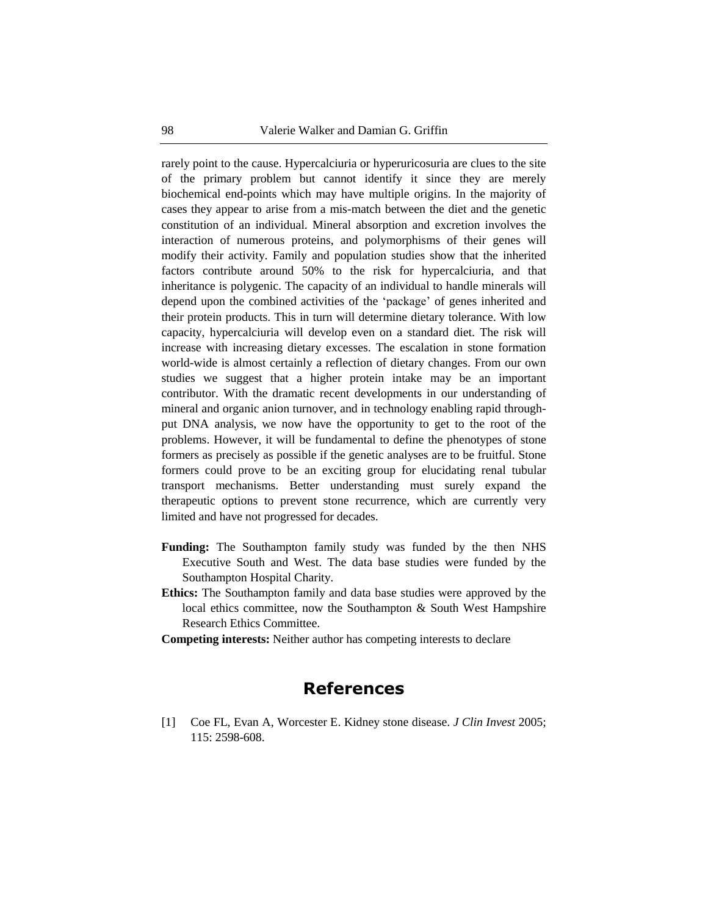rarely point to the cause. Hypercalciuria or hyperuricosuria are clues to the site of the primary problem but cannot identify it since they are merely biochemical end-points which may have multiple origins. In the majority of cases they appear to arise from a mis-match between the diet and the genetic constitution of an individual. Mineral absorption and excretion involves the interaction of numerous proteins, and polymorphisms of their genes will modify their activity. Family and population studies show that the inherited factors contribute around 50% to the risk for hypercalciuria, and that inheritance is polygenic. The capacity of an individual to handle minerals will depend upon the combined activities of the 'package' of genes inherited and their protein products. This in turn will determine dietary tolerance. With low capacity, hypercalciuria will develop even on a standard diet. The risk will increase with increasing dietary excesses. The escalation in stone formation world-wide is almost certainly a reflection of dietary changes. From our own studies we suggest that a higher protein intake may be an important contributor. With the dramatic recent developments in our understanding of mineral and organic anion turnover, and in technology enabling rapid through-put DNA analysis, we now have the opportunity to get to the root of the problems. However, it will be fundamental to define the phenotypes of stone formers as precisely as possible if the genetic analyses are to be fruitful. Stone formers could prove to be an exciting group for elucidating renal tubular transport mechanisms. Better understanding must surely expand the therapeutic options to prevent stone recurrence, which are currently very limited and have not progressed for decades.

**Funding:** The Southampton family study was funded by the then NHS Executive South and West. The data base studies were funded by the Southampton Hospital Charity.

**Ethics:** The Southampton family and data base studies were approved by the local ethics committee, now the Southampton & South West Hampshire Research Ethics Committee.

**Competing interests:** Neither author has competing interests to declare

## References

[1] Coe FL, Evan A, Worcester E. Kidney stone disease. *J Clin Invest* 2005; 115: 2598-608.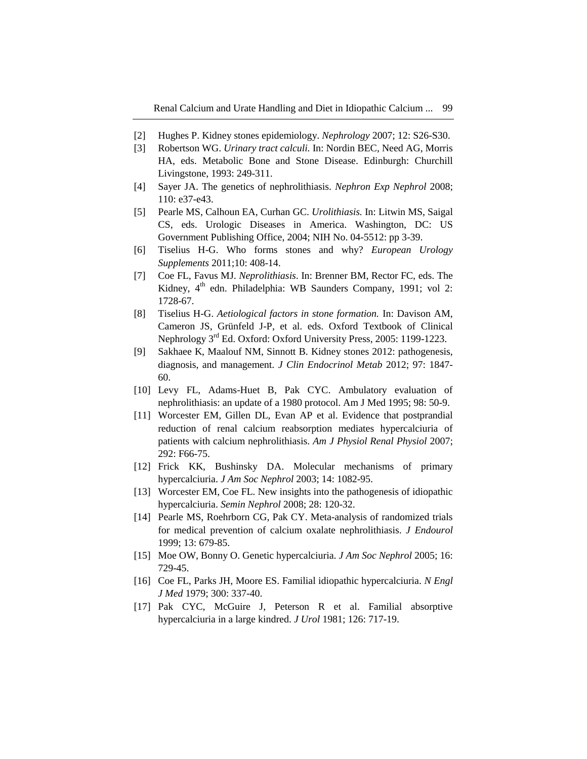[2] Hughes P. Kidney stones epidemiology. *Nephrology* 2007; 12: S26-S30.

[3] Robertson WG. *Urinary tract calculi.* In: Nordin BEC, Need AG, Morris HA, eds. Metabolic Bone and Stone Disease. Edinburgh: Churchill Livingstone, 1993: 249-311.

[4] Sayer JA. The genetics of nephrolithiasis. *Nephron Exp Nephrol* 2008; 110: e37-e43.

[5] Pearle MS, Calhoun EA, Curhan GC. *Urolithiasis.* In: Litwin MS, Saigal CS, eds. Urologic Diseases in America. Washington, DC: US Government Publishing Office, 2004; NIH No. 04-5512: pp 3-39.

[6] Tiselius H-G. Who forms stones and why? *European Urology Supplements* 2011;10: 408-14.

[7] Coe FL, Favus MJ. *Neprolithiasis*. In: Brenner BM, Rector FC, eds. The Kidney, 4th edn. Philadelphia: WB Saunders Company, 1991; vol 2: 1728-67.

[8] Tiselius H-G. *Aetiological factors in stone formation.* In: Davison AM, Cameron JS, Grünfeld J-P, et al. eds. Oxford Textbook of Clinical Nephrology 3rd Ed. Oxford: Oxford University Press, 2005: 1199-1223.

[9] Sakhaee K, Maalouf NM, Sinnott B. Kidney stones 2012: pathogenesis, diagnosis, and management. *J Clin Endocrinol Metab* 2012; 97: 1847-60.

[10] Levy FL, Adams-Huet B, Pak CYC. Ambulatory evaluation of nephrolithiasis: an update of a 1980 protocol. Am J Med 1995; 98: 50-9.

[11] Worcester EM, Gillen DL, Evan AP et al. Evidence that postprandial reduction of renal calcium reabsorption mediates hypercalciuria of patients with calcium nephrolithiasis. *Am J Physiol Renal Physiol* 2007; 292: F66-75.

[12] Frick KK, Bushinsky DA. Molecular mechanisms of primary hypercalciuria. *J Am Soc Nephrol* 2003; 14: 1082-95.

[13] Worcester EM, Coe FL. New insights into the pathogenesis of idiopathic hypercalciuria. *Semin Nephrol* 2008; 28: 120-32.

[14] Pearle MS, Roehrborn CG, Pak CY. Meta-analysis of randomized trials for medical prevention of calcium oxalate nephrolithiasis. *J Endourol* 1999; 13: 679-85.

[15] Moe OW, Bonny O. Genetic hypercalciuria. *J Am Soc Nephrol* 2005; 16: 729-45.

[16] Coe FL, Parks JH, Moore ES. Familial idiopathic hypercalciuria. *N Engl J Med* 1979; 300: 337-40.

[17] Pak CYC, McGuire J, Peterson R et al. Familial absorptive hypercalciuria in a large kindred. *J Urol* 1981; 126: 717-19.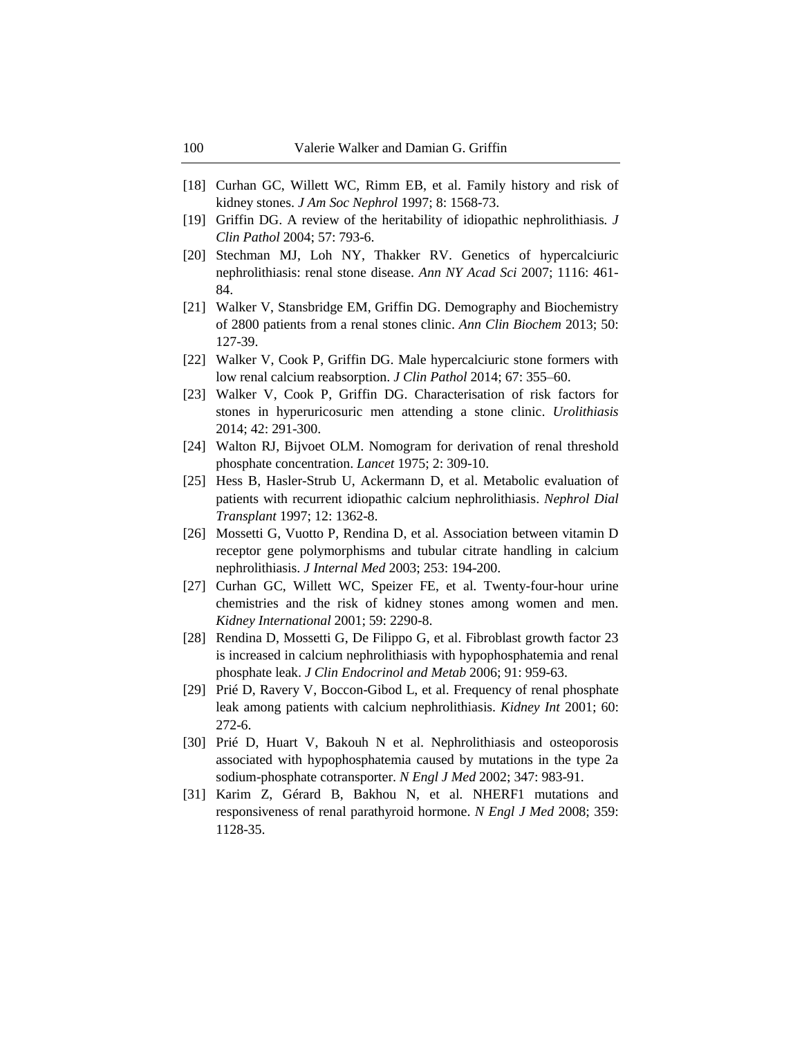[18] Curhan GC, Willett WC, Rimm EB, et al. Family history and risk of kidney stones. *J Am Soc Nephrol* 1997; 8: 1568-73.

[19] Griffin DG. A review of the heritability of idiopathic nephrolithiasis. *J Clin Pathol* 2004; 57: 793-6.

[20] Stechman MJ, Loh NY, Thakker RV. Genetics of hypercalciuric nephrolithiasis: renal stone disease. *Ann NY Acad Sci* 2007; 1116: 461-84.

[21] Walker V, Stansbridge EM, Griffin DG. Demography and Biochemistry of 2800 patients from a renal stones clinic. *Ann Clin Biochem* 2013; 50: 127-39.

[22] Walker V, Cook P, Griffin DG. Male hypercalciuric stone formers with low renal calcium reabsorption. *J Clin Pathol* 2014; 67: 355–60.

[23] Walker V, Cook P, Griffin DG. Characterisation of risk factors for stones in hyperuricosuric men attending a stone clinic. *Urolithiasis* 2014; 42: 291-300.

[24] Walton RJ, Bijvoet OLM. Nomogram for derivation of renal threshold phosphate concentration. *Lancet* 1975; 2: 309-10.

[25] Hess B, Hasler-Strub U, Ackermann D, et al. Metabolic evaluation of patients with recurrent idiopathic calcium nephrolithiasis. *Nephrol Dial Transplant* 1997; 12: 1362-8.

[26] Mossetti G, Vuotto P, Rendina D, et al. Association between vitamin D receptor gene polymorphisms and tubular citrate handling in calcium nephrolithiasis. *J Internal Med* 2003; 253: 194-200.

[27] Curhan GC, Willett WC, Speizer FE, et al. Twenty-four-hour urine chemistries and the risk of kidney stones among women and men. *Kidney International* 2001; 59: 2290-8.

[28] Rendina D, Mossetti G, De Filippo G, et al. Fibroblast growth factor 23 is increased in calcium nephrolithiasis with hypophosphatemia and renal phosphate leak. *J Clin Endocrinol and Metab* 2006; 91: 959-63.

[29] Prié D, Ravery V, Boccon-Gibod L, et al. Frequency of renal phosphate leak among patients with calcium nephrolithiasis. *Kidney Int* 2001; 60: 272-6.

[30] Prié D, Huart V, Bakouh N et al. Nephrolithiasis and osteoporosis associated with hypophosphatemia caused by mutations in the type 2a sodium-phosphate cotransporter. *N Engl J Med* 2002; 347: 983-91.

[31] Karim Z, Gérard B, Bakhou N, et al. NHERF1 mutations and responsiveness of renal parathyroid hormone. *N Engl J Med* 2008; 359: 1128-35.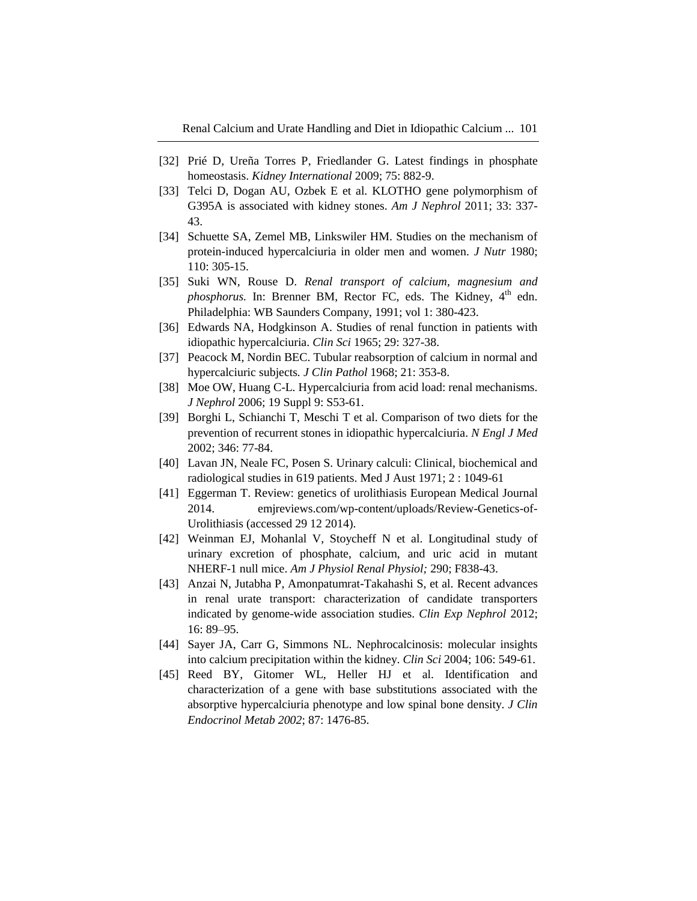[32] Prié D, Ureña Torres P, Friedlander G. Latest findings in phosphate homeostasis. *Kidney International* 2009; 75: 882-9.

[33] Telci D, Dogan AU, Ozbek E et al. KLOTHO gene polymorphism of G395A is associated with kidney stones. *Am J Nephrol* 2011; 33: 337-43.

[34] Schuette SA, Zemel MB, Linkswiler HM. Studies on the mechanism of protein-induced hypercalciuria in older men and women. *J Nutr* 1980; 110: 305-15.

[35] Suki WN, Rouse D. *Renal transport of calcium, magnesium and phosphorus.* In: Brenner BM, Rector FC, eds. The Kidney, 4th edn. Philadelphia: WB Saunders Company, 1991; vol 1: 380-423.

[36] Edwards NA, Hodgkinson A. Studies of renal function in patients with idiopathic hypercalciuria. *Clin Sci* 1965; 29: 327-38.

[37] Peacock M, Nordin BEC. Tubular reabsorption of calcium in normal and hypercalciuric subjects*. J Clin Pathol* 1968; 21: 353-8.

[38] Moe OW, Huang C-L. Hypercalciuria from acid load: renal mechanisms. *J Nephrol* 2006; 19 Suppl 9: S53-61.

[39] Borghi L, Schianchi T, Meschi T et al. Comparison of two diets for the prevention of recurrent stones in idiopathic hypercalciuria. *N Engl J Med* 2002; 346: 77-84.

[40] Lavan JN, Neale FC, Posen S. Urinary calculi: Clinical, biochemical and radiological studies in 619 patients. Med J Aust 1971; 2 : 1049-61

[41] Eggerman T. Review: genetics of urolithiasis European Medical Journal 2014. emjreviews.com/wp-content/uploads/Review-Genetics-of-Urolithiasis (accessed 29 12 2014).

[42] Weinman EJ, Mohanlal V, Stoycheff N et al. Longitudinal study of urinary excretion of phosphate, calcium, and uric acid in mutant NHERF-1 null mice. *Am J Physiol Renal Physiol;* 290; F838-43.

[43] Anzai N, Jutabha P, Amonpatumrat-Takahashi S, et al. Recent advances in renal urate transport: characterization of candidate transporters indicated by genome-wide association studies. *Clin Exp Nephrol* 2012; 16: 89–95.

[44] Sayer JA, Carr G, Simmons NL. Nephrocalcinosis: molecular insights into calcium precipitation within the kidney. *Clin Sci* 2004; 106: 549-61.

[45] Reed BY, Gitomer WL, Heller HJ et al. Identification and characterization of a gene with base substitutions associated with the absorptive hypercalciuria phenotype and low spinal bone density. *J Clin Endocrinol Metab 2002*; 87: 1476-85.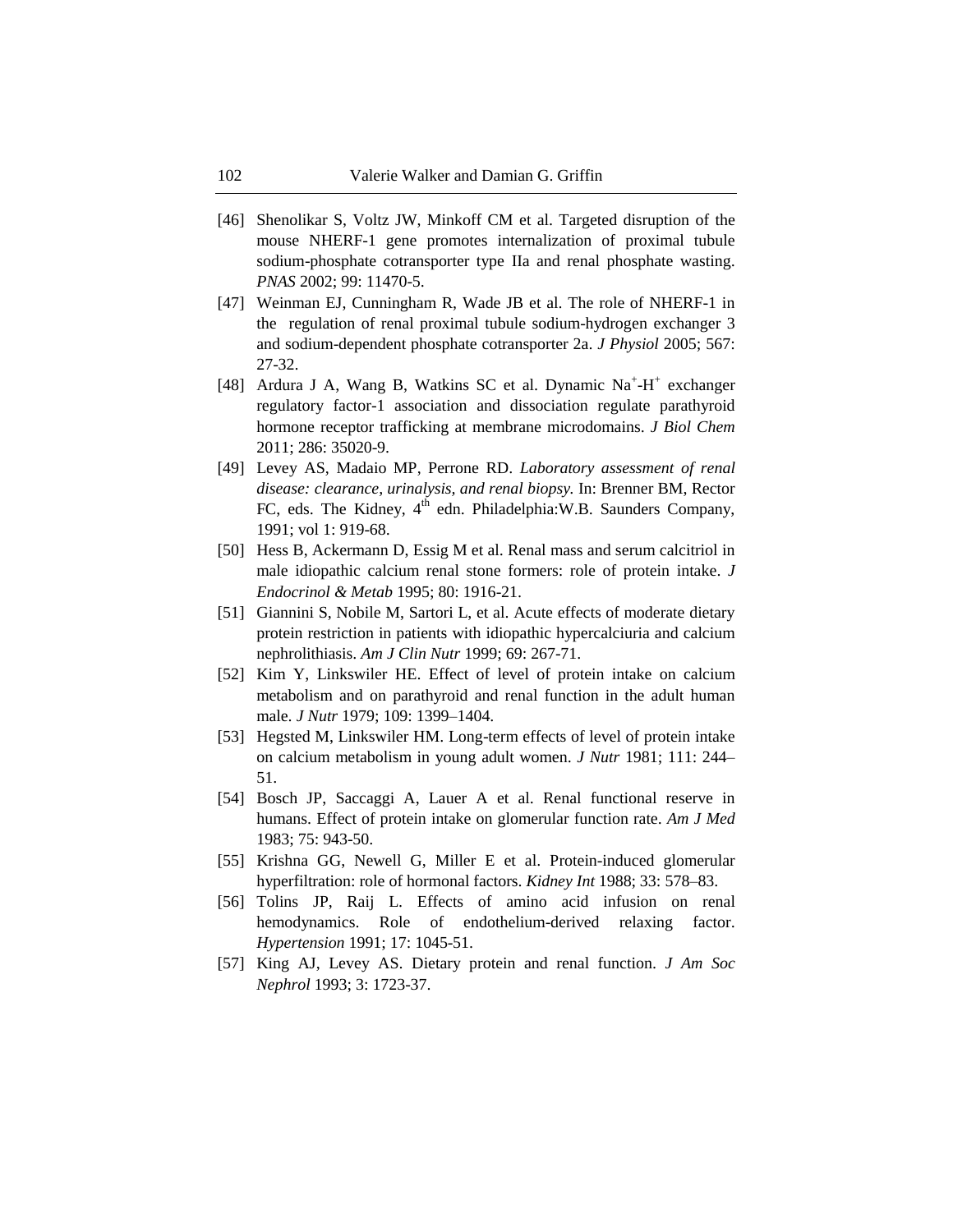[46] Shenolikar S, Voltz JW, Minkoff CM et al. Targeted disruption of the mouse NHERF-1 gene promotes internalization of proximal tubule sodium-phosphate cotransporter type IIa and renal phosphate wasting. *PNAS* 2002; 99: 11470-5.

[47] Weinman EJ, Cunningham R, Wade JB et al. The role of NHERF-1 in the regulation of renal proximal tubule sodium-hydrogen exchanger 3 and sodium-dependent phosphate cotransporter 2a. *J Physiol* 2005; 567: 27-32.

[48] Ardura J A, Wang B, Watkins SC et al. Dynamic $Na^+$-$H^+$ exchanger regulatory factor-1 association and dissociation regulate parathyroid hormone receptor trafficking at membrane microdomains. *J Biol Chem* 2011; 286: 35020-9.

[49] Levey AS, Madaio MP, Perrone RD. *Laboratory assessment of renal disease: clearance, urinalysis, and renal biopsy.* In: Brenner BM, Rector FC, eds. The Kidney, 4th edn. Philadelphia:W.B. Saunders Company, 1991; vol 1: 919-68.

[50] Hess B, Ackermann D, Essig M et al. Renal mass and serum calcitriol in male idiopathic calcium renal stone formers: role of protein intake. *J Endocrinol & Metab* 1995; 80: 1916-21.

[51] Giannini S, Nobile M, Sartori L, et al. Acute effects of moderate dietary protein restriction in patients with idiopathic hypercalciuria and calcium nephrolithiasis. *Am J Clin Nutr* 1999; 69: 267-71.

[52] Kim Y, Linkswiler HE. Effect of level of protein intake on calcium metabolism and on parathyroid and renal function in the adult human male. *J Nutr* 1979; 109: 1399–1404.

[53] Hegsted M, Linkswiler HM. Long-term effects of level of protein intake on calcium metabolism in young adult women. *J Nutr* 1981; 111: 244–51.

[54] Bosch JP, Saccaggi A, Lauer A et al. Renal functional reserve in humans. Effect of protein intake on glomerular function rate. *Am J Med* 1983; 75: 943-50.

[55] Krishna GG, Newell G, Miller E et al. Protein-induced glomerular hyperfiltration: role of hormonal factors. *Kidney Int* 1988; 33: 578–83.

[56] Tolins JP, Raij L. Effects of amino acid infusion on renal hemodynamics. Role of endothelium-derived relaxing factor. *Hypertension* 1991; 17: 1045-51.

[57] King AJ, Levey AS. Dietary protein and renal function. *J Am Soc Nephrol* 1993; 3: 1723-37.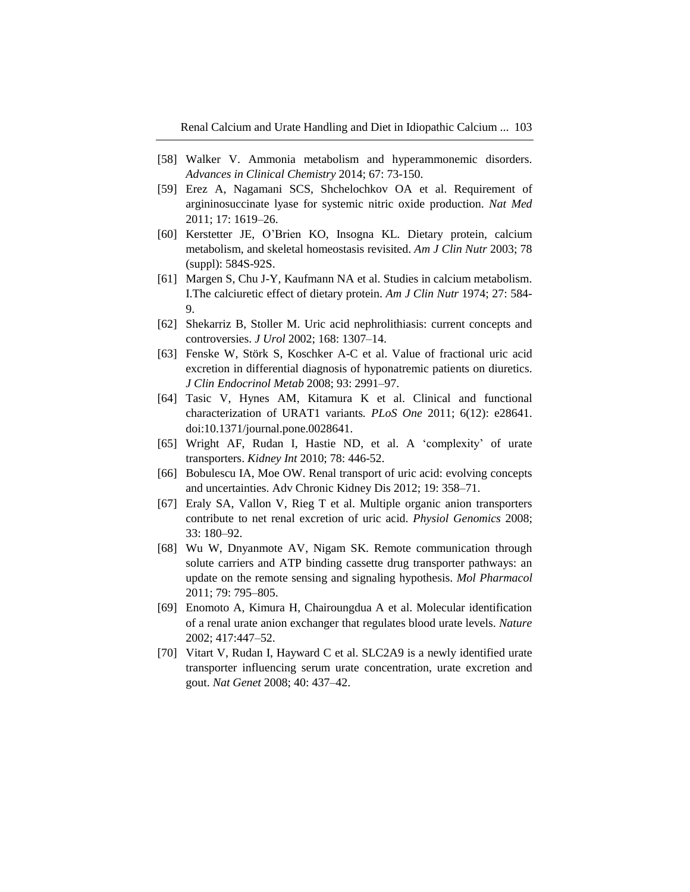[58] Walker V. Ammonia metabolism and hyperammonemic disorders. *Advances in Clinical Chemistry* 2014; 67: 73-150.

[59] Erez A, Nagamani SCS, Shchelochkov OA et al. Requirement of argininosuccinate lyase for systemic nitric oxide production. *Nat Med* 2011; 17: 1619–26.

[60] Kerstetter JE, O'Brien KO, Insogna KL. Dietary protein, calcium metabolism, and skeletal homeostasis revisited. *Am J Clin Nutr* 2003; 78 (suppl): 584S-92S.

[61] Margen S, Chu J-Y, Kaufmann NA et al. Studies in calcium metabolism. I.The calciuretic effect of dietary protein. *Am J Clin Nutr* 1974; 27: 584-9.

[62] Shekarriz B, Stoller M. Uric acid nephrolithiasis: current concepts and controversies. *J Urol* 2002; 168: 1307–14.

[63] Fenske W, Störk S, Koschker A-C et al. Value of fractional uric acid excretion in differential diagnosis of hyponatremic patients on diuretics. *J Clin Endocrinol Metab* 2008; 93: 2991–97.

[64] Tasic V, Hynes AM, Kitamura K et al. Clinical and functional characterization of URAT1 variants. *PLoS One* 2011; 6(12): e28641. doi:10.1371/journal.pone.0028641.

[65] Wright AF, Rudan I, Hastie ND, et al. A 'complexity' of urate transporters. *Kidney Int* 2010; 78: 446-52.

[66] Bobulescu IA, Moe OW. Renal transport of uric acid: evolving concepts and uncertainties. Adv Chronic Kidney Dis 2012; 19: 358–71.

[67] Eraly SA, Vallon V, Rieg T et al. Multiple organic anion transporters contribute to net renal excretion of uric acid. *Physiol Genomics* 2008; 33: 180–92.

[68] Wu W, Dnyanmote AV, Nigam SK. Remote communication through solute carriers and ATP binding cassette drug transporter pathways: an update on the remote sensing and signaling hypothesis. *Mol Pharmacol* 2011; 79: 795–805.

[69] Enomoto A, Kimura H, Chairoungdua A et al. Molecular identification of a renal urate anion exchanger that regulates blood urate levels. *Nature* 2002; 417:447–52.

[70] Vitart V, Rudan I, Hayward C et al. SLC2A9 is a newly identified urate transporter influencing serum urate concentration, urate excretion and gout. *Nat Genet* 2008; 40: 437–42.